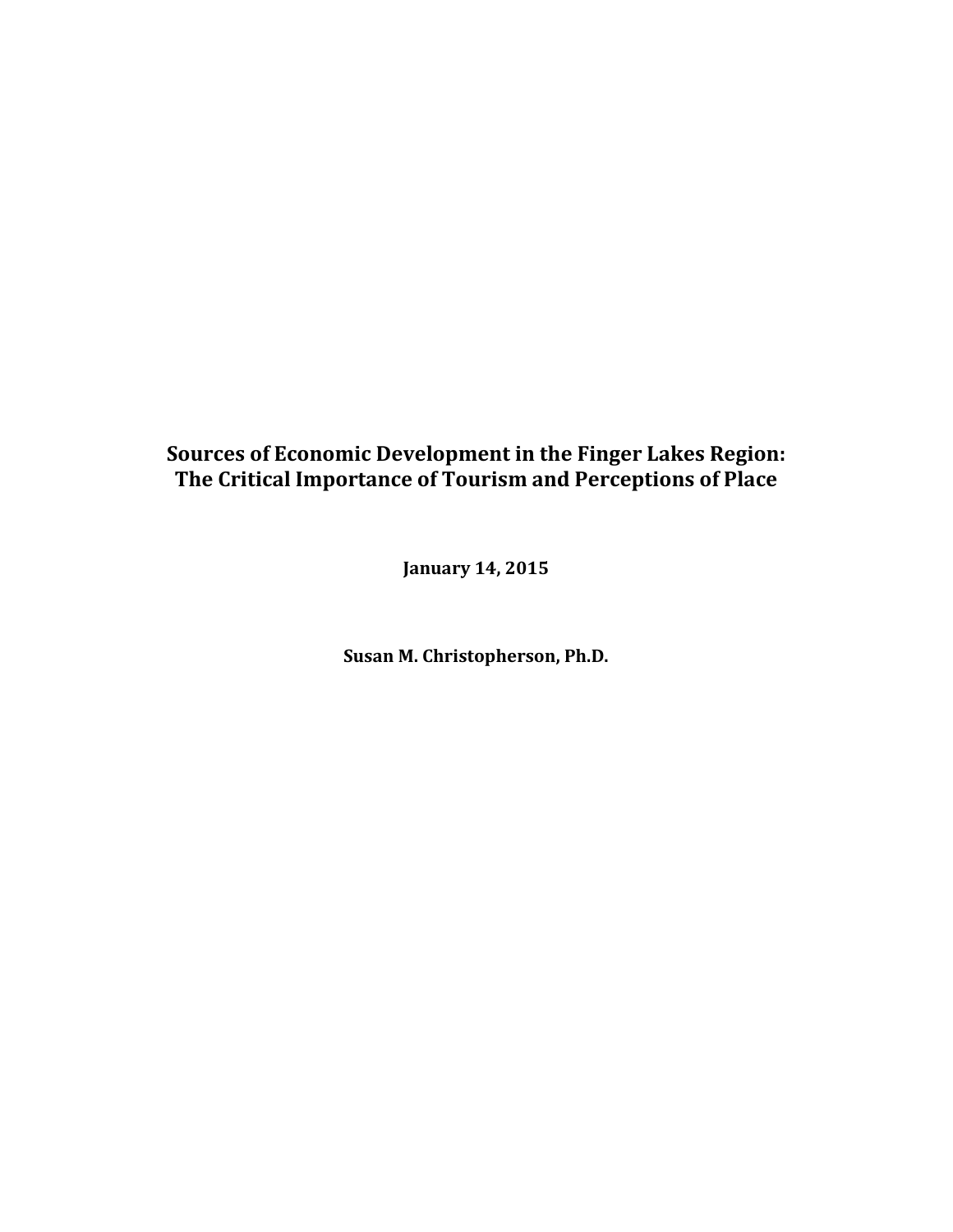# Sources of Economic Development in the Finger Lakes Region: The Critical Importance of Tourism and Perceptions of Place

**January 14, 2015**

**Susan M. Christopherson, Ph.D.**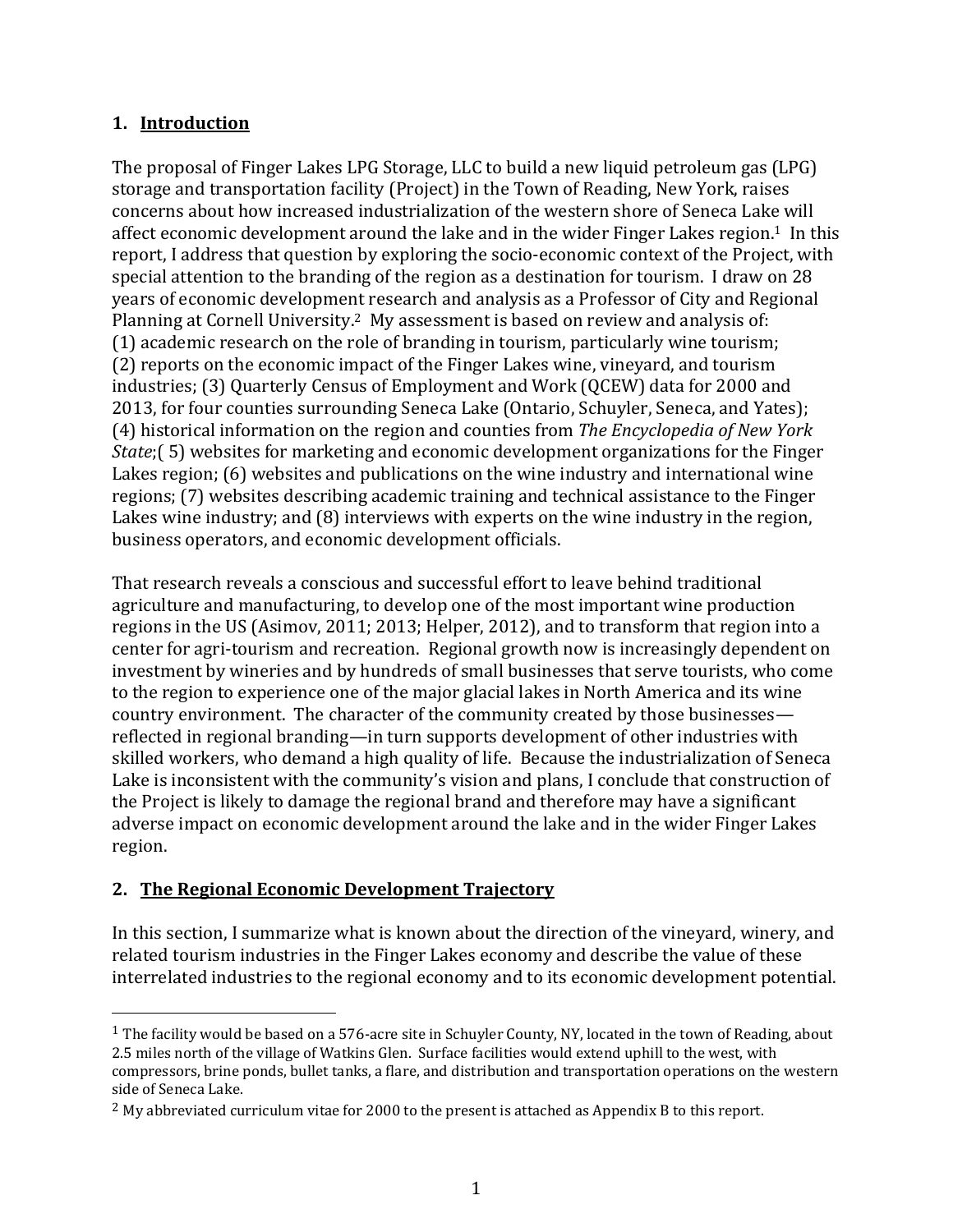## 1. Introduction

The proposal of Finger Lakes LPG Storage, LLC to build a new liquid petroleum gas (LPG) storage and transportation facility (Project) in the Town of Reading, New York, raises concerns about how increased industrialization of the western shore of Seneca Lake will affect economic development around the lake and in the wider Finger Lakes region.[1] In this report, I address that question by exploring the socio-economic context of the Project, with special attention to the branding of the region as a destination for tourism. I draw on 28 years of economic development research and analysis as a Professor of City and Regional Planning at Cornell University.[2] My assessment is based on review and analysis of: (1) academic research on the role of branding in tourism, particularly wine tourism; (2) reports on the economic impact of the Finger Lakes wine, vineyard, and tourism industries; (3) Quarterly Census of Employment and Work (QCEW) data for 2000 and 2013, for four counties surrounding Seneca Lake (Ontario, Schuyler, Seneca, and Yates); (4) historical information on the region and counties from *The Encyclopedia of New York State*;( 5) websites for marketing and economic development organizations for the Finger Lakes region; (6) websites and publications on the wine industry and international wine regions; (7) websites describing academic training and technical assistance to the Finger Lakes wine industry; and (8) interviews with experts on the wine industry in the region, business operators, and economic development officials.

That research reveals a conscious and successful effort to leave behind traditional agriculture and manufacturing, to develop one of the most important wine production regions in the US (Asimov, 2011; 2013; Helper, 2012), and to transform that region into a center for agri-tourism and recreation. Regional growth now is increasingly dependent on investment by wineries and by hundreds of small businesses that serve tourists, who come to the region to experience one of the major glacial lakes in North America and its wine country environment. The character of the community created by those businesses—reflected in regional branding—in turn supports development of other industries with skilled workers, who demand a high quality of life. Because the industrialization of Seneca Lake is inconsistent with the community's vision and plans, I conclude that construction of the Project is likely to damage the regional brand and therefore may have a significant adverse impact on economic development around the lake and in the wider Finger Lakes region.

## 2. The Regional Economic Development Trajectory

In this section, I summarize what is known about the direction of the vineyard, winery, and related tourism industries in the Finger Lakes economy and describe the value of these interrelated industries to the regional economy and to its economic development potential.

---

[1] The facility would be based on a 576-acre site in Schuyler County, NY, located in the town of Reading, about 2.5 miles north of the village of Watkins Glen. Surface facilities would extend uphill to the west, with compressors, brine ponds, bullet tanks, a flare, and distribution and transportation operations on the western side of Seneca Lake.

[2] My abbreviated curriculum vitae for 2000 to the present is attached as Appendix B to this report.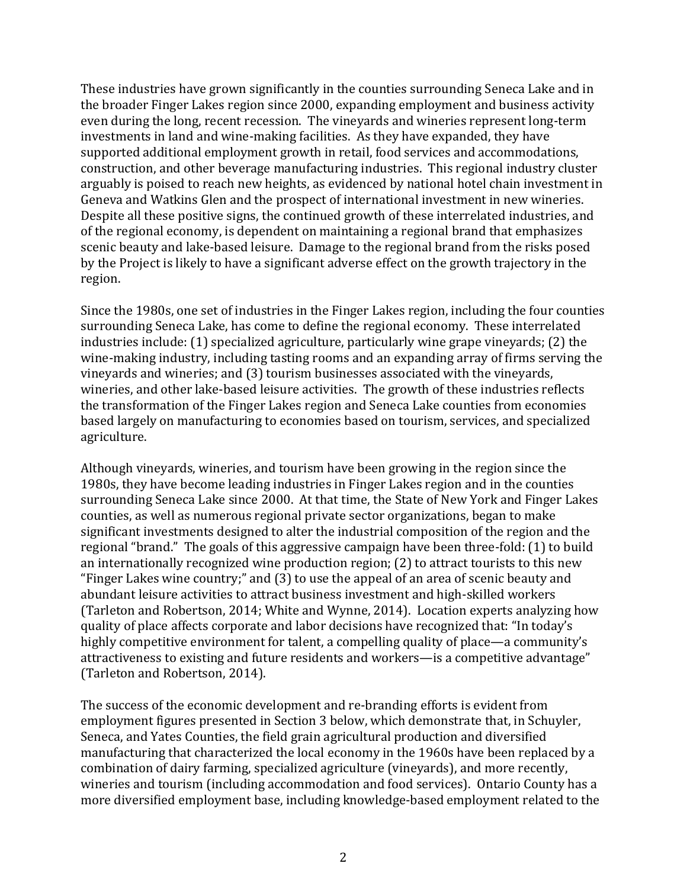These industries have grown significantly in the counties surrounding Seneca Lake and in the broader Finger Lakes region since 2000, expanding employment and business activity even during the long, recent recession. The vineyards and wineries represent long-term investments in land and wine-making facilities. As they have expanded, they have supported additional employment growth in retail, food services and accommodations, construction, and other beverage manufacturing industries. This regional industry cluster arguably is poised to reach new heights, as evidenced by national hotel chain investment in Geneva and Watkins Glen and the prospect of international investment in new wineries. Despite all these positive signs, the continued growth of these interrelated industries, and of the regional economy, is dependent on maintaining a regional brand that emphasizes scenic beauty and lake-based leisure. Damage to the regional brand from the risks posed by the Project is likely to have a significant adverse effect on the growth trajectory in the region.

Since the 1980s, one set of industries in the Finger Lakes region, including the four counties surrounding Seneca Lake, has come to define the regional economy. These interrelated industries include: (1) specialized agriculture, particularly wine grape vineyards; (2) the wine-making industry, including tasting rooms and an expanding array of firms serving the vineyards and wineries; and (3) tourism businesses associated with the vineyards, wineries, and other lake-based leisure activities. The growth of these industries reflects the transformation of the Finger Lakes region and Seneca Lake counties from economies based largely on manufacturing to economies based on tourism, services, and specialized agriculture.

Although vineyards, wineries, and tourism have been growing in the region since the 1980s, they have become leading industries in Finger Lakes region and in the counties surrounding Seneca Lake since 2000. At that time, the State of New York and Finger Lakes counties, as well as numerous regional private sector organizations, began to make significant investments designed to alter the industrial composition of the region and the regional "brand." The goals of this aggressive campaign have been three-fold: (1) to build an internationally recognized wine production region; (2) to attract tourists to this new "Finger Lakes wine country;" and (3) to use the appeal of an area of scenic beauty and abundant leisure activities to attract business investment and high-skilled workers (Tarleton and Robertson, 2014; White and Wynne, 2014). Location experts analyzing how quality of place affects corporate and labor decisions have recognized that: "In today's highly competitive environment for talent, a compelling quality of place—a community's attractiveness to existing and future residents and workers—is a competitive advantage" (Tarleton and Robertson, 2014).

The success of the economic development and re-branding efforts is evident from employment figures presented in Section 3 below, which demonstrate that, in Schuyler, Seneca, and Yates Counties, the field grain agricultural production and diversified manufacturing that characterized the local economy in the 1960s have been replaced by a combination of dairy farming, specialized agriculture (vineyards), and more recently, wineries and tourism (including accommodation and food services). Ontario County has a more diversified employment base, including knowledge-based employment related to the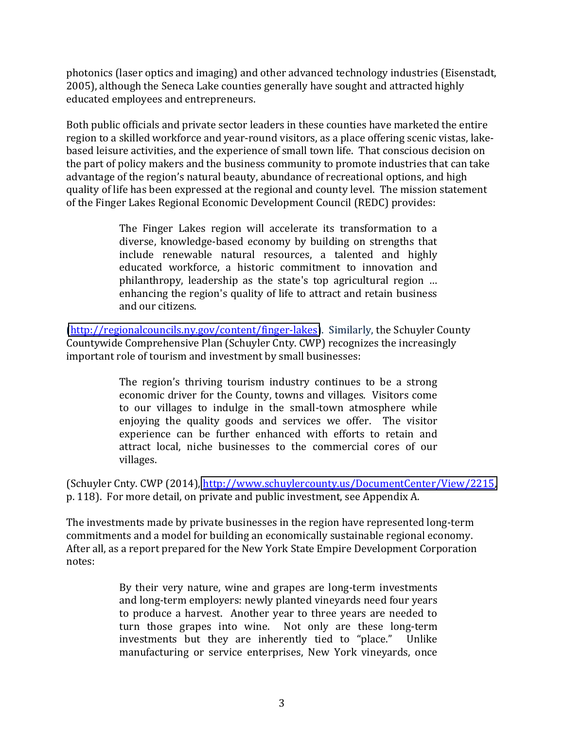photonics (laser optics and imaging) and other advanced technology industries (Eisenstadt, 2005), although the Seneca Lake counties generally have sought and attracted highly educated employees and entrepreneurs.

Both public officials and private sector leaders in these counties have marketed the entire region to a skilled workforce and year-round visitors, as a place offering scenic vistas, lake-based leisure activities, and the experience of small town life. That conscious decision on the part of policy makers and the business community to promote industries that can take advantage of the region's natural beauty, abundance of recreational options, and high quality of life has been expressed at the regional and county level. The mission statement of the Finger Lakes Regional Economic Development Council (REDC) provides:

> The Finger Lakes region will accelerate its transformation to a diverse, knowledge-based economy by building on strengths that include renewable natural resources, a talented and highly educated workforce, a historic commitment to innovation and philanthropy, leadership as the state's top agricultural region … enhancing the region's quality of life to attract and retain business and our citizens.

(http://regionalcouncils.ny.gov/content/finger-lakes). Similarly, the Schuyler County Countywide Comprehensive Plan (Schuyler Cnty. CWP) recognizes the increasingly important role of tourism and investment by small businesses:

> The region's thriving tourism industry continues to be a strong economic driver for the County, towns and villages. Visitors come to our villages to indulge in the small-town atmosphere while enjoying the quality goods and services we offer. The visitor experience can be further enhanced with efforts to retain and attract local, niche businesses to the commercial cores of our villages.

(Schuyler Cnty. CWP (2014), http://www.schuylercounty.us/DocumentCenter/View/2215, p. 118). For more detail, on private and public investment, see Appendix A.

The investments made by private businesses in the region have represented long-term commitments and a model for building an economically sustainable regional economy. After all, as a report prepared for the New York State Empire Development Corporation notes:

> By their very nature, wine and grapes are long-term investments and long-term employers: newly planted vineyards need four years to produce a harvest. Another year to three years are needed to turn those grapes into wine. Not only are these long-term investments but they are inherently tied to "place." Unlike manufacturing or service enterprises, New York vineyards, once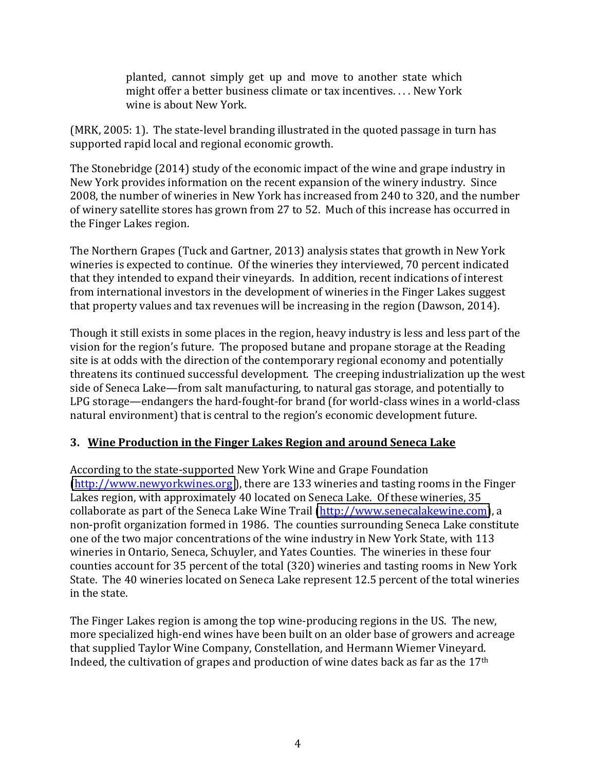> planted, cannot simply get up and move to another state which might offer a better business climate or tax incentives. . . . New York wine is about New York.

(MRK, 2005: 1). The state-level branding illustrated in the quoted passage in turn has supported rapid local and regional economic growth.

The Stonebridge (2014) study of the economic impact of the wine and grape industry in New York provides information on the recent expansion of the winery industry. Since 2008, the number of wineries in New York has increased from 240 to 320, and the number of winery satellite stores has grown from 27 to 52. Much of this increase has occurred in the Finger Lakes region.

The Northern Grapes (Tuck and Gartner, 2013) analysis states that growth in New York wineries is expected to continue. Of the wineries they interviewed, 70 percent indicated that they intended to expand their vineyards. In addition, recent indications of interest from international investors in the development of wineries in the Finger Lakes suggest that property values and tax revenues will be increasing in the region (Dawson, 2014).

Though it still exists in some places in the region, heavy industry is less and less part of the vision for the region's future. The proposed butane and propane storage at the Reading site is at odds with the direction of the contemporary regional economy and potentially threatens its continued successful development. The creeping industrialization up the west side of Seneca Lake—from salt manufacturing, to natural gas storage, and potentially to LPG storage—endangers the hard-fought-for brand (for world-class wines in a world-class natural environment) that is central to the region's economic development future.

## 3. Wine Production in the Finger Lakes Region and around Seneca Lake

According to the state-supported New York Wine and Grape Foundation (http://www.newyorkwines.org), there are 133 wineries and tasting rooms in the Finger Lakes region, with approximately 40 located on Seneca Lake. Of these wineries, 35 collaborate as part of the Seneca Lake Wine Trail (http://www.senecalakewine.com), a non-profit organization formed in 1986. The counties surrounding Seneca Lake constitute one of the two major concentrations of the wine industry in New York State, with 113 wineries in Ontario, Seneca, Schuyler, and Yates Counties. The wineries in these four counties account for 35 percent of the total (320) wineries and tasting rooms in New York State. The 40 wineries located on Seneca Lake represent 12.5 percent of the total wineries in the state.

The Finger Lakes region is among the top wine-producing regions in the US. The new, more specialized high-end wines have been built on an older base of growers and acreage that supplied Taylor Wine Company, Constellation, and Hermann Wiemer Vineyard. Indeed, the cultivation of grapes and production of wine dates back as far as the 17th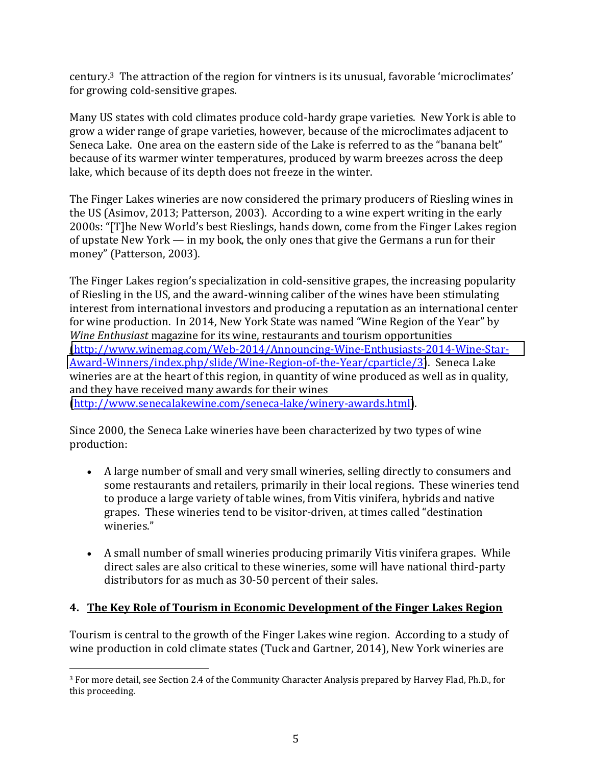century.[3] The attraction of the region for vintners is its unusual, favorable 'microclimates' for growing cold-sensitive grapes.

Many US states with cold climates produce cold-hardy grape varieties. New York is able to grow a wider range of grape varieties, however, because of the microclimates adjacent to Seneca Lake. One area on the eastern side of the Lake is referred to as the "banana belt" because of its warmer winter temperatures, produced by warm breezes across the deep lake, which because of its depth does not freeze in the winter.

The Finger Lakes wineries are now considered the primary producers of Riesling wines in the US (Asimov, 2013; Patterson, 2003). According to a wine expert writing in the early 2000s: "[T]he New World's best Rieslings, hands down, come from the Finger Lakes region of upstate New York — in my book, the only ones that give the Germans a run for their money" (Patterson, 2003).

The Finger Lakes region's specialization in cold-sensitive grapes, the increasing popularity of Riesling in the US, and the award-winning caliber of the wines have been stimulating interest from international investors and producing a reputation as an international center for wine production. In 2014, New York State was named "Wine Region of the Year" by *Wine Enthusiast* magazine for its wine, restaurants and tourism opportunities (http://www.winemag.com/Web-2014/Announcing-Wine-Enthusiasts-2014-Wine-Star-Award-Winners/index.php/slide/Wine-Region-of-the-Year/cparticle/3). Seneca Lake wineries are at the heart of this region, in quantity of wine produced as well as in quality, and they have received many awards for their wines (http://www.senecalakewine.com/seneca-lake/winery-awards.html).

Since 2000, the Seneca Lake wineries have been characterized by two types of wine production:

- A large number of small and very small wineries, selling directly to consumers and some restaurants and retailers, primarily in their local regions. These wineries tend to produce a large variety of table wines, from Vitis vinifera, hybrids and native grapes. These wineries tend to be visitor-driven, at times called "destination wineries."

- A small number of small wineries producing primarily Vitis vinifera grapes. While direct sales are also critical to these wineries, some will have national third-party distributors for as much as 30-50 percent of their sales.

## 4. The Key Role of Tourism in Economic Development of the Finger Lakes Region

Tourism is central to the growth of the Finger Lakes wine region. According to a study of wine production in cold climate states (Tuck and Gartner, 2014), New York wineries are

---

[3] For more detail, see Section 2.4 of the Community Character Analysis prepared by Harvey Flad, Ph.D., for this proceeding.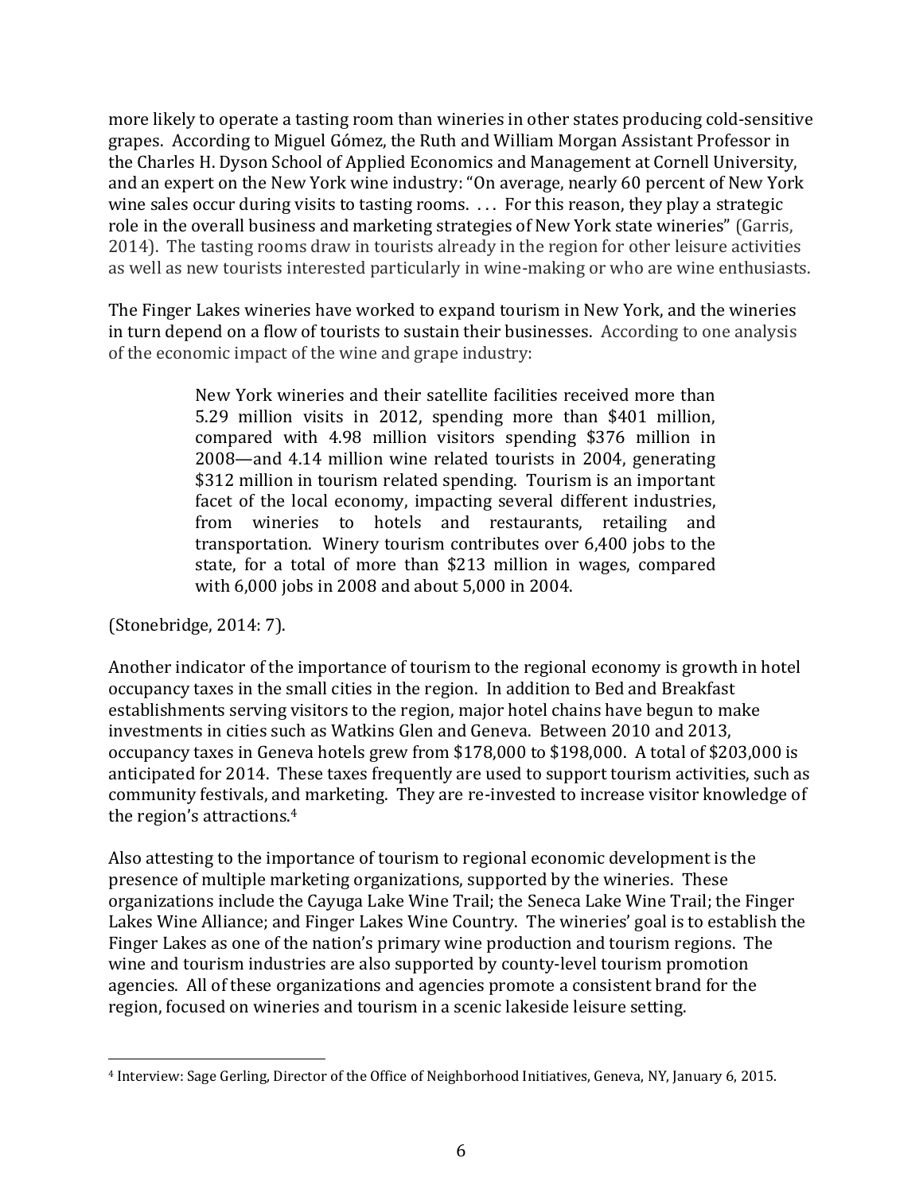more likely to operate a tasting room than wineries in other states producing cold-sensitive grapes. According to Miguel Gómez, the Ruth and William Morgan Assistant Professor in the Charles H. Dyson School of Applied Economics and Management at Cornell University, and an expert on the New York wine industry: "On average, nearly 60 percent of New York wine sales occur during visits to tasting rooms. . . . For this reason, they play a strategic role in the overall business and marketing strategies of New York state wineries" (Garris, 2014). The tasting rooms draw in tourists already in the region for other leisure activities as well as new tourists interested particularly in wine-making or who are wine enthusiasts.

The Finger Lakes wineries have worked to expand tourism in New York, and the wineries in turn depend on a flow of tourists to sustain their businesses. According to one analysis of the economic impact of the wine and grape industry:

> New York wineries and their satellite facilities received more than 5.29 million visits in 2012, spending more than $401 million, compared with 4.98 million visitors spending $376 million in 2008—and 4.14 million wine related tourists in 2004, generating $312 million in tourism related spending. Tourism is an important facet of the local economy, impacting several different industries, from wineries to hotels and restaurants, retailing and transportation. Winery tourism contributes over 6,400 jobs to the state, for a total of more than $213 million in wages, compared with 6,000 jobs in 2008 and about 5,000 in 2004.

(Stonebridge, 2014: 7).

Another indicator of the importance of tourism to the regional economy is growth in hotel occupancy taxes in the small cities in the region. In addition to Bed and Breakfast establishments serving visitors to the region, major hotel chains have begun to make investments in cities such as Watkins Glen and Geneva. Between 2010 and 2013, occupancy taxes in Geneva hotels grew from $178,000 to $198,000. A total of $203,000 is anticipated for 2014. These taxes frequently are used to support tourism activities, such as community festivals, and marketing. They are re-invested to increase visitor knowledge of the region's attractions.[4]

Also attesting to the importance of tourism to regional economic development is the presence of multiple marketing organizations, supported by the wineries. These organizations include the Cayuga Lake Wine Trail; the Seneca Lake Wine Trail; the Finger Lakes Wine Alliance; and Finger Lakes Wine Country. The wineries' goal is to establish the Finger Lakes as one of the nation's primary wine production and tourism regions. The wine and tourism industries are also supported by county-level tourism promotion agencies. All of these organizations and agencies promote a consistent brand for the region, focused on wineries and tourism in a scenic lakeside leisure setting.

[4] Interview: Sage Gerling, Director of the Office of Neighborhood Initiatives, Geneva, NY, January 6, 2015.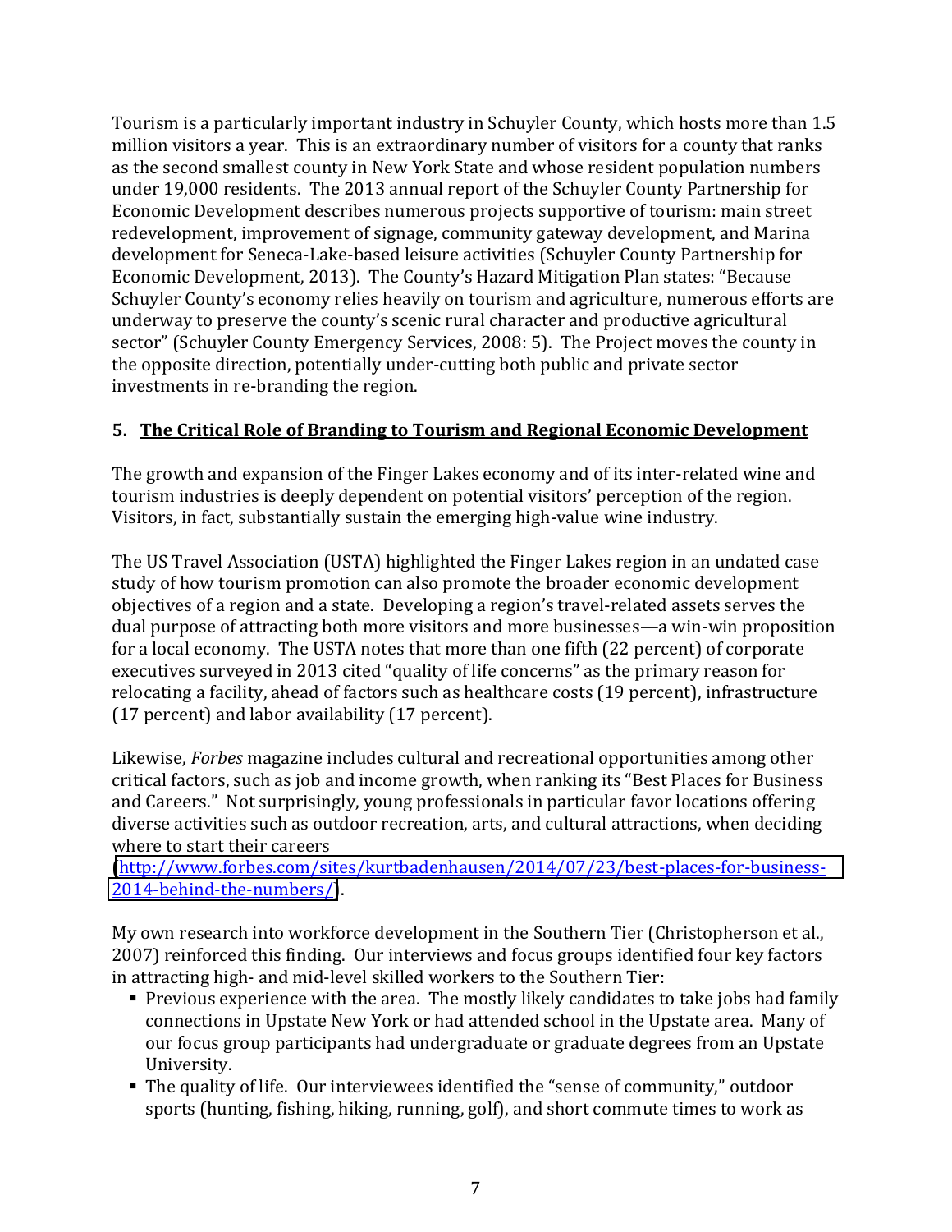Tourism is a particularly important industry in Schuyler County, which hosts more than 1.5 million visitors a year. This is an extraordinary number of visitors for a county that ranks as the second smallest county in New York State and whose resident population numbers under 19,000 residents. The 2013 annual report of the Schuyler County Partnership for Economic Development describes numerous projects supportive of tourism: main street redevelopment, improvement of signage, community gateway development, and Marina development for Seneca-Lake-based leisure activities (Schuyler County Partnership for Economic Development, 2013). The County's Hazard Mitigation Plan states: "Because Schuyler County's economy relies heavily on tourism and agriculture, numerous efforts are underway to preserve the county's scenic rural character and productive agricultural sector" (Schuyler County Emergency Services, 2008: 5). The Project moves the county in the opposite direction, potentially under-cutting both public and private sector investments in re-branding the region.

## 5. The Critical Role of Branding to Tourism and Regional Economic Development

The growth and expansion of the Finger Lakes economy and of its inter-related wine and tourism industries is deeply dependent on potential visitors' perception of the region. Visitors, in fact, substantially sustain the emerging high-value wine industry.

The US Travel Association (USTA) highlighted the Finger Lakes region in an undated case study of how tourism promotion can also promote the broader economic development objectives of a region and a state. Developing a region's travel-related assets serves the dual purpose of attracting both more visitors and more businesses—a win-win proposition for a local economy. The USTA notes that more than one fifth (22 percent) of corporate executives surveyed in 2013 cited "quality of life concerns" as the primary reason for relocating a facility, ahead of factors such as healthcare costs (19 percent), infrastructure (17 percent) and labor availability (17 percent).

Likewise, *Forbes* magazine includes cultural and recreational opportunities among other critical factors, such as job and income growth, when ranking its "Best Places for Business and Careers." Not surprisingly, young professionals in particular favor locations offering diverse activities such as outdoor recreation, arts, and cultural attractions, when deciding where to start their careers (http://www.forbes.com/sites/kurtbadenhausen/2014/07/23/best-places-for-business-2014-behind-the-numbers/).

My own research into workforce development in the Southern Tier (Christopherson et al., 2007) reinforced this finding. Our interviews and focus groups identified four key factors in attracting high- and mid-level skilled workers to the Southern Tier:

- Previous experience with the area. The mostly likely candidates to take jobs had family connections in Upstate New York or had attended school in the Upstate area. Many of our focus group participants had undergraduate or graduate degrees from an Upstate University.
- The quality of life. Our interviewees identified the "sense of community," outdoor sports (hunting, fishing, hiking, running, golf), and short commute times to work as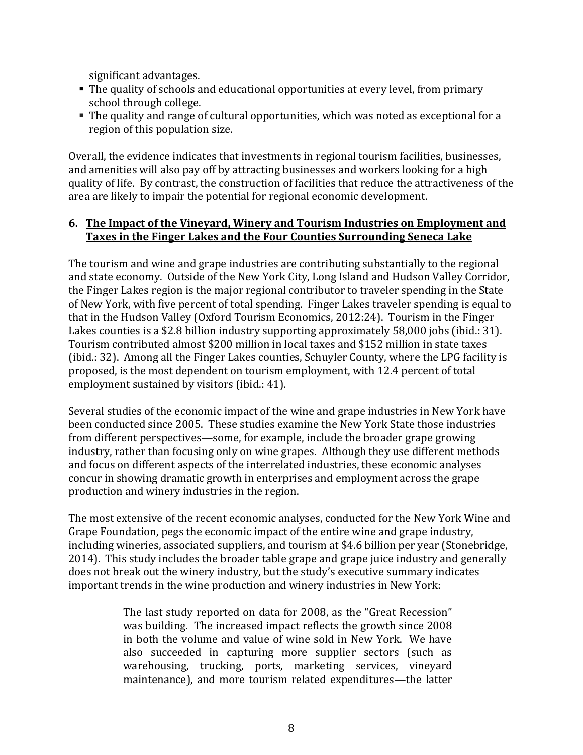significant advantages.

- The quality of schools and educational opportunities at every level, from primary school through college.
- The quality and range of cultural opportunities, which was noted as exceptional for a region of this population size.

Overall, the evidence indicates that investments in regional tourism facilities, businesses, and amenities will also pay off by attracting businesses and workers looking for a high quality of life. By contrast, the construction of facilities that reduce the attractiveness of the area are likely to impair the potential for regional economic development.

## 6. The Impact of the Vineyard, Winery and Tourism Industries on Employment and Taxes in the Finger Lakes and the Four Counties Surrounding Seneca Lake

The tourism and wine and grape industries are contributing substantially to the regional and state economy. Outside of the New York City, Long Island and Hudson Valley Corridor, the Finger Lakes region is the major regional contributor to traveler spending in the State of New York, with five percent of total spending. Finger Lakes traveler spending is equal to that in the Hudson Valley (Oxford Tourism Economics, 2012:24). Tourism in the Finger Lakes counties is a $2.8 billion industry supporting approximately 58,000 jobs (ibid.: 31). Tourism contributed almost $200 million in local taxes and $152 million in state taxes (ibid.: 32). Among all the Finger Lakes counties, Schuyler County, where the LPG facility is proposed, is the most dependent on tourism employment, with 12.4 percent of total employment sustained by visitors (ibid.: 41).

Several studies of the economic impact of the wine and grape industries in New York have been conducted since 2005. These studies examine the New York State those industries from different perspectives—some, for example, include the broader grape growing industry, rather than focusing only on wine grapes. Although they use different methods and focus on different aspects of the interrelated industries, these economic analyses concur in showing dramatic growth in enterprises and employment across the grape production and winery industries in the region.

The most extensive of the recent economic analyses, conducted for the New York Wine and Grape Foundation, pegs the economic impact of the entire wine and grape industry, including wineries, associated suppliers, and tourism at $4.6 billion per year (Stonebridge, 2014). This study includes the broader table grape and grape juice industry and generally does not break out the winery industry, but the study's executive summary indicates important trends in the wine production and winery industries in New York:

> The last study reported on data for 2008, as the "Great Recession" was building. The increased impact reflects the growth since 2008 in both the volume and value of wine sold in New York. We have also succeeded in capturing more supplier sectors (such as warehousing, trucking, ports, marketing services, vineyard maintenance), and more tourism related expenditures—the latter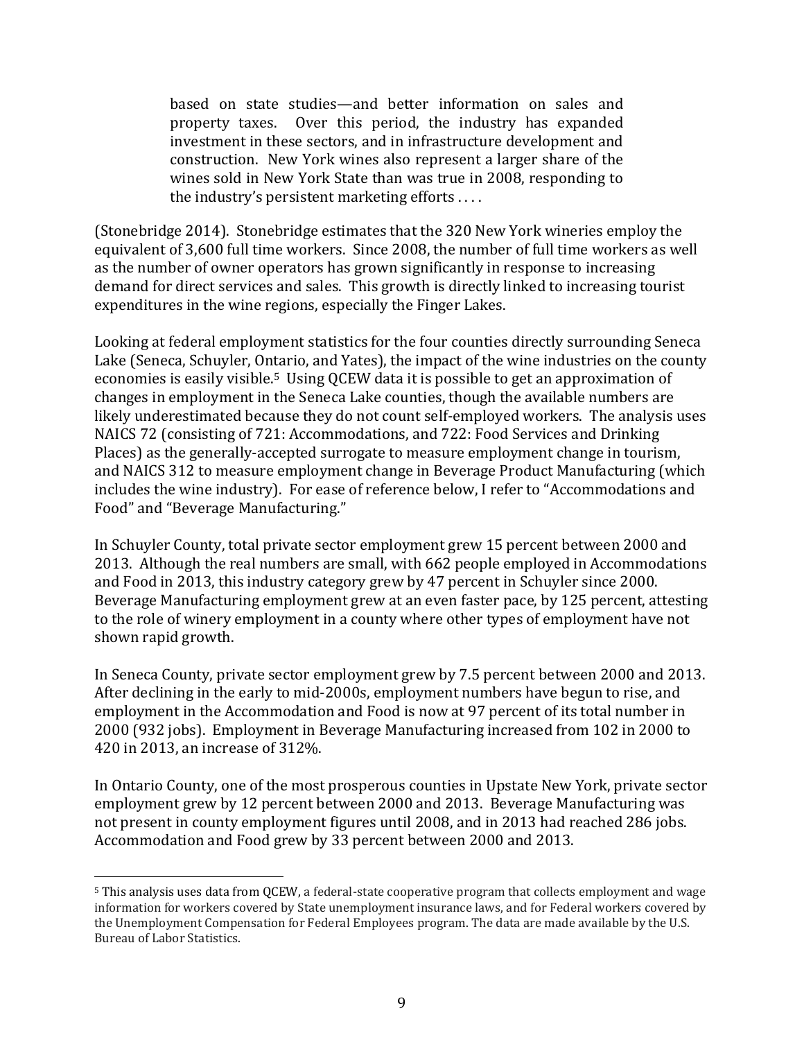> based on state studies—and better information on sales and property taxes. Over this period, the industry has expanded investment in these sectors, and infrastructure development and construction. New York wines also represent a larger share of the wines sold in New York State than was true in 2008, responding to the industry's persistent marketing efforts . . . .

(Stonebridge 2014). Stonebridge estimates that the 320 New York wineries employ the equivalent of 3,600 full time workers. Since 2008, the number of full time workers as well as the number of owner operators has grown significantly in response to increasing demand for direct services and sales. This growth is directly linked to increasing tourist expenditures in the wine regions, especially the Finger Lakes.

Looking at federal employment statistics for the four counties directly surrounding Seneca Lake (Seneca, Schuyler, Ontario, and Yates), the impact of the wine industries on the county economies is easily visible.[5] Using QCEW data it is possible to get an approximation of changes in employment in the Seneca Lake counties, though the available numbers are likely underestimated because they do not count self-employed workers. The analysis uses NAICS 72 (consisting of 721: Accommodations, and 722: Food Services and Drinking Places) as the generally-accepted surrogate to measure employment change in tourism, and NAICS 312 to measure employment change in Beverage Product Manufacturing (which includes the wine industry). For ease of reference below, I refer to "Accommodations and Food" and "Beverage Manufacturing."

In Schuyler County, total private sector employment grew 15 percent between 2000 and 2013. Although the real numbers are small, with 662 people employed in Accommodations and Food in 2013, this industry category grew by 47 percent in Schuyler since 2000. Beverage Manufacturing employment grew at an even faster pace, by 125 percent, attesting to the role of winery employment in a county where other types of employment have not shown rapid growth.

In Seneca County, private sector employment grew by 7.5 percent between 2000 and 2013. After declining in the early to mid-2000s, employment numbers have begun to rise, and employment in the Accommodation and Food is now at 97 percent of its total number in 2000 (932 jobs). Employment in Beverage Manufacturing increased from 102 in 2000 to 420 in 2013, an increase of 312%.

In Ontario County, one of the most prosperous counties in Upstate New York, private sector employment grew by 12 percent between 2000 and 2013. Beverage Manufacturing was not present in county employment figures until 2008, and in 2013 had reached 286 jobs. Accommodation and Food grew by 33 percent between 2000 and 2013.

[5] This analysis uses data from QCEW, a federal-state cooperative program that collects employment and wage information for workers covered by State unemployment insurance laws, and for Federal workers covered by the Unemployment Compensation for Federal Employees program. The data are made available by the U.S. Bureau of Labor Statistics.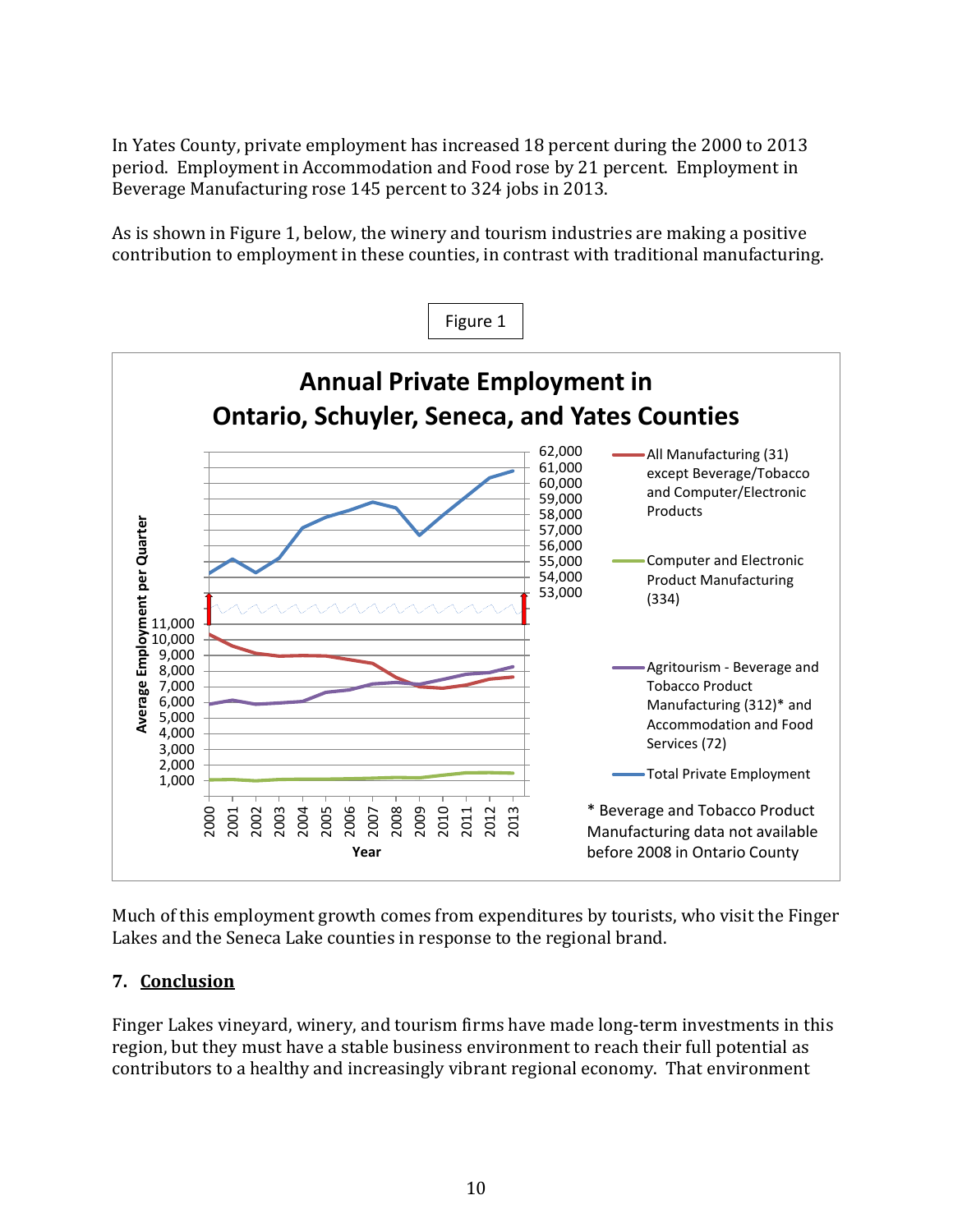In Yates County, private employment has increased 18 percent during the 2000 to 2013 period. Employment in Accommodation and Food rose by 21 percent. Employment in Beverage Manufacturing rose 145 percent to 324 jobs in 2013.

As is shown in Figure 1, below, the winery and tourism industries are making a positive contribution to employment in these counties, in contrast with traditional manufacturing.

Figure 1

**Annual Private Employment in Ontario, Schuyler, Seneca, and Yates Counties**

* Beverage and Tobacco Product Manufacturing data not available before 2008 in Ontario County

Much of this employment growth comes from expenditures by tourists, who visit the Finger Lakes and the Seneca Lake counties in response to the regional brand.

## 7. Conclusion

Finger Lakes vineyard, winery, and tourism firms have made long-term investments in this region, but they must have a stable business environment to reach their full potential as contributors to a healthy and increasingly vibrant regional economy. That environment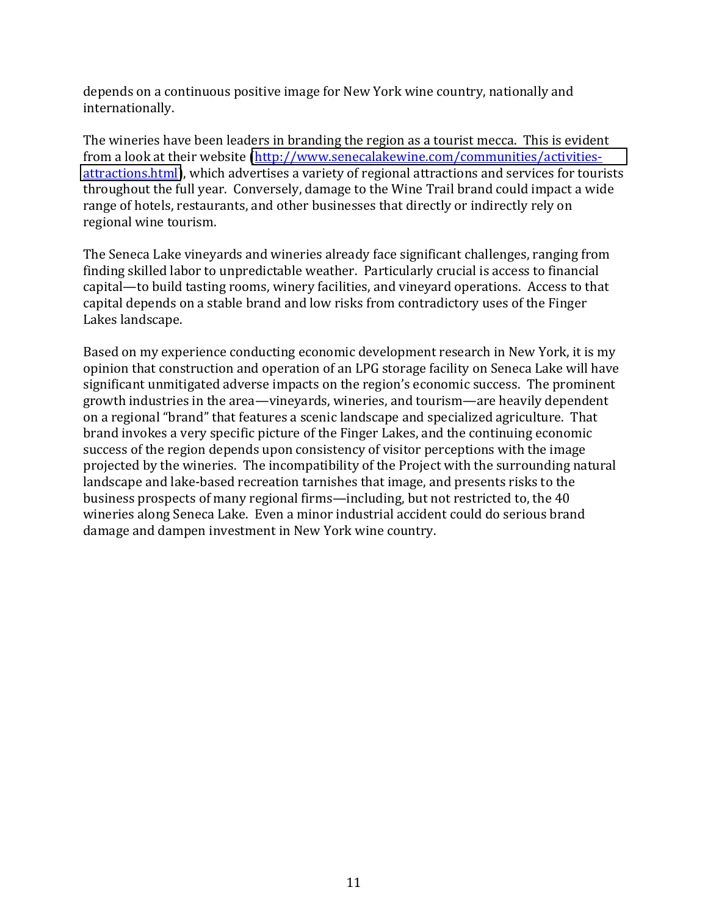depends on a continuous positive image for New York wine country, nationally and internationally.

The wineries have been leaders in branding the region as a tourist mecca. This is evident from a look at their website (http://www.senecalakewine.com/communities/activities-attractions.html), which advertises a variety of regional attractions and services for tourists throughout the full year. Conversely, damage to the Wine Trail brand could impact a wide range of hotels, restaurants, and other businesses that directly or indirectly rely on regional wine tourism.

The Seneca Lake vineyards and wineries already face significant challenges, ranging from finding skilled labor to unpredictable weather. Particularly crucial is access to financial capital—to build tasting rooms, winery facilities, and vineyard operations. Access to that capital depends on a stable brand and low risks from contradictory uses of the Finger Lakes landscape.

Based on my experience conducting economic development research in New York, it is my opinion that construction and operation of an LPG storage facility on Seneca Lake will have significant unmitigated adverse impacts on the region's economic success. The prominent growth industries in the area—vineyards, wineries, and tourism—are heavily dependent on a regional "brand" that features a scenic landscape and specialized agriculture. That brand invokes a very specific picture of the Finger Lakes, and the continuing economic success of the region depends upon consistency of visitor perceptions with the image projected by the wineries. The incompatibility of the Project with the surrounding natural landscape and lake-based recreation tarnishes that image, and presents risks to the business prospects of many regional firms—including, but not restricted to, the 40 wineries along Seneca Lake. Even a minor industrial accident could do serious brand damage and dampen investment in New York wine country.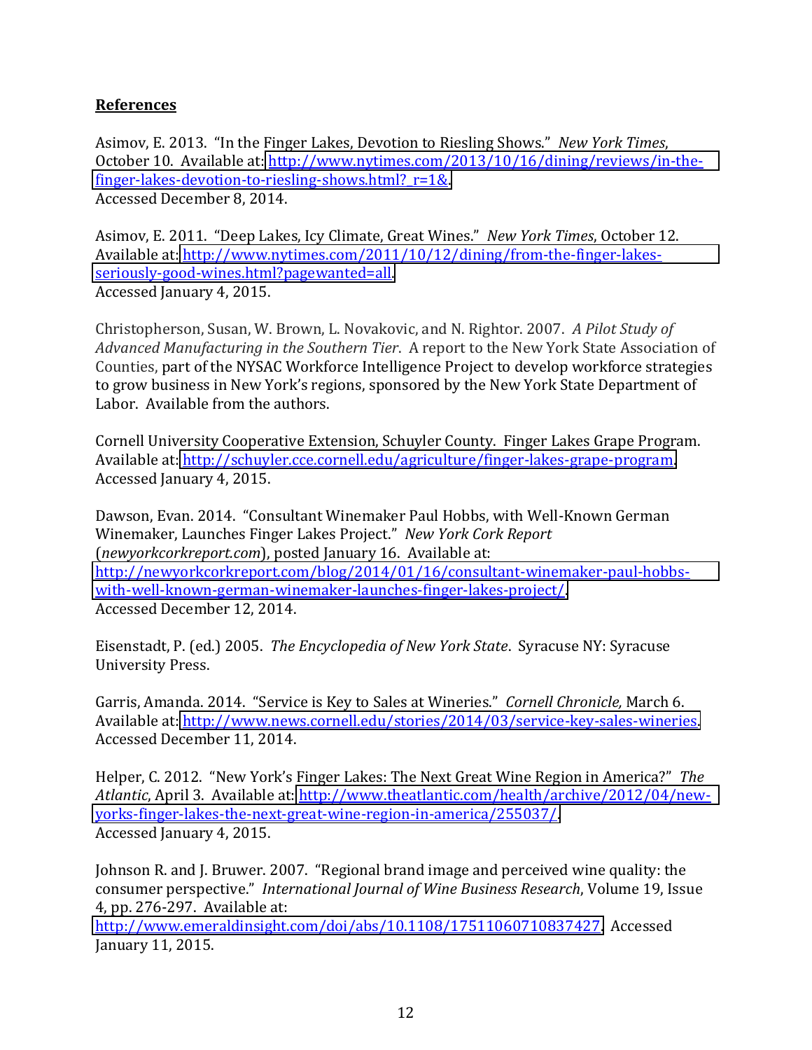**References**

Asimov, E. 2013. "In the Finger Lakes, Devotion to Riesling Shows." *New York Times*, October 10. Available at: http://www.nytimes.com/2013/10/16/dining/reviews/in-the-finger-lakes-devotion-to-riesling-shows.html?_r=1&. Accessed December 8, 2014.

Asimov, E. 2011. "Deep Lakes, Icy Climate, Great Wines." *New York Times*, October 12. Available at: http://www.nytimes.com/2011/10/12/dining/from-the-finger-lakes-seriously-good-wines.html?pagewanted=all. Accessed January 4, 2015.

Christopherson, Susan, W. Brown, L. Novakovic, and N. Rightor. 2007. *A Pilot Study of Advanced Manufacturing in the Southern Tier*. A report to the New York State Association of Counties, part of the NYSAC Workforce Intelligence Project to develop workforce strategies to grow business in New York's regions, sponsored by the New York State Department of Labor. Available from the authors.

Cornell University Cooperative Extension, Schuyler County. Finger Lakes Grape Program. Available at: http://schuyler.cce.cornell.edu/agriculture/finger-lakes-grape-program. Accessed January 4, 2015.

Dawson, Evan. 2014. "Consultant Winemaker Paul Hobbs, with Well-Known German Winemaker, Launches Finger Lakes Project." *New York Cork Report* (*newyorkcorkreport.com*), posted January 16. Available at: http://newyorkcorkreport.com/blog/2014/01/16/consultant-winemaker-paul-hobbs-with-well-known-german-winemaker-launches-finger-lakes-project/. Accessed December 12, 2014.

Eisenstadt, P. (ed.) 2005. *The Encyclopedia of New York State*. Syracuse NY: Syracuse University Press.

Garris, Amanda. 2014. "Service is Key to Sales at Wineries." *Cornell Chronicle,* March 6. Available at: http://www.news.cornell.edu/stories/2014/03/service-key-sales-wineries. Accessed December 11, 2014.

Helper, C. 2012. "New York's Finger Lakes: The Next Great Wine Region in America?" *The Atlantic*, April 3. Available at: http://www.theatlantic.com/health/archive/2012/04/new-yorks-finger-lakes-the-next-great-wine-region-in-america/255037/. Accessed January 4, 2015.

Johnson R. and J. Bruwer. 2007. "Regional brand image and perceived wine quality: the consumer perspective." *International Journal of Wine Business Research*, Volume 19, Issue 4, pp. 276-297. Available at: http://www.emeraldinsight.com/doi/abs/10.1108/17511060710837427. Accessed January 11, 2015.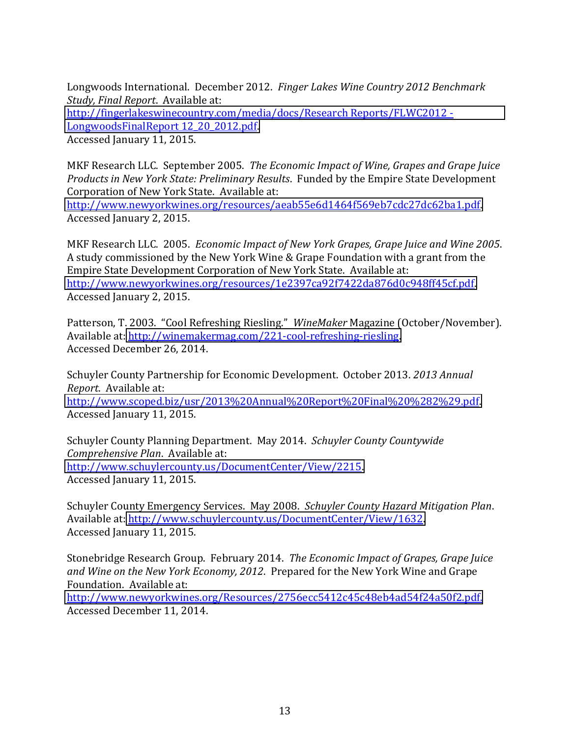Longwoods International. December 2012. *Finger Lakes Wine Country 2012 Benchmark Study, Final Report*. Available at: http://fingerlakeswinecountry.com/media/docs/Research Reports/FLWC2012 - LongwoodsFinalReport 12_20_2012.pdf. Accessed January 11, 2015.

MKF Research LLC. September 2005. *The Economic Impact of Wine, Grapes and Grape Juice Products in New York State: Preliminary Results*. Funded by the Empire State Development Corporation of New York State. Available at: http://www.newyorkwines.org/resources/aeab55e6d1464f569eb7cdc27dc62ba1.pdf. Accessed January 2, 2015.

MKF Research LLC. 2005. *Economic Impact of New York Grapes, Grape Juice and Wine 2005*. A study commissioned by the New York Wine & Grape Foundation with a grant from the Empire State Development Corporation of New York State. Available at: http://www.newyorkwines.org/resources/1e2397ca92f7422da876d0c948ff45cf.pdf. Accessed January 2, 2015.

Patterson, T. 2003. "Cool Refreshing Riesling." *WineMaker* Magazine (October/November). Available at: http://winemakermag.com/221-cool-refreshing-riesling. Accessed December 26, 2014.

Schuyler County Partnership for Economic Development. October 2013. *2013 Annual Report*. Available at: http://www.scoped.biz/usr/2013%20Annual%20Report%20Final%20%282%29.pdf. Accessed January 11, 2015.

Schuyler County Planning Department. May 2014. *Schuyler County Countywide Comprehensive Plan*. Available at: http://www.schuylercounty.us/DocumentCenter/View/2215. Accessed January 11, 2015.

Schuyler County Emergency Services. May 2008. *Schuyler County Hazard Mitigation Plan*. Available at: http://www.schuylercounty.us/DocumentCenter/View/1632. Accessed January 11, 2015.

Stonebridge Research Group. February 2014. *The Economic Impact of Grapes, Grape Juice and Wine on the New York Economy, 2012*. Prepared for the New York Wine and Grape Foundation. Available at: http://www.newyorkwines.org/Resources/2756ecc5412c45c48eb4ad54f24a50f2.pdf. Accessed December 11, 2014.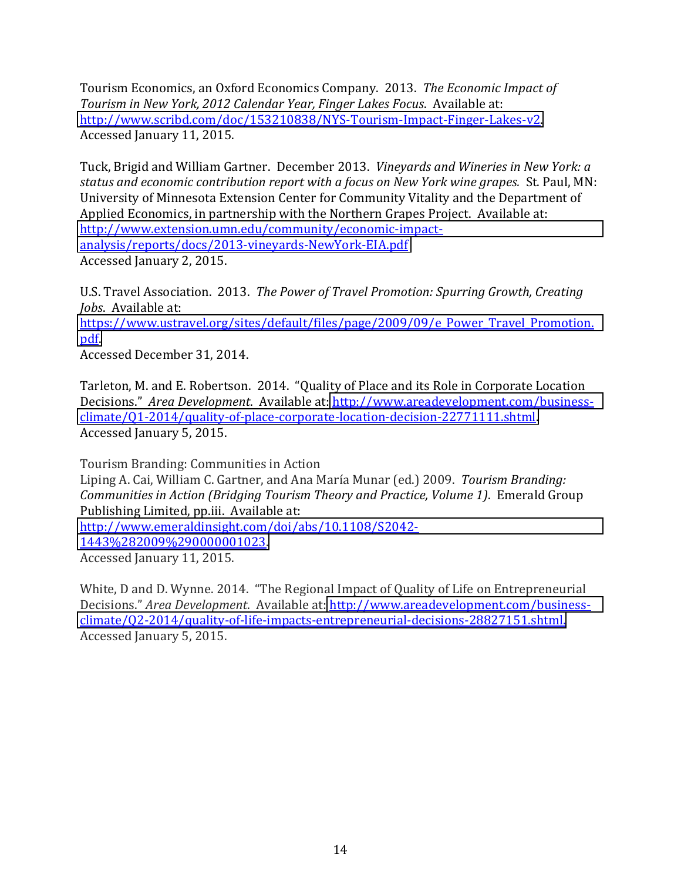Tourism Economics, an Oxford Economics Company. 2013. *The Economic Impact of Tourism in New York, 2012 Calendar Year, Finger Lakes Focus*. Available at: http://www.scribd.com/doc/153210838/NYS-Tourism-Impact-Finger-Lakes-v2. Accessed January 11, 2015.

Tuck, Brigid and William Gartner. December 2013. *Vineyards and Wineries in New York: a status and economic contribution report with a focus on New York wine grapes.* St. Paul, MN: University of Minnesota Extension Center for Community Vitality and the Department of Applied Economics, in partnership with the Northern Grapes Project. Available at: http://www.extension.umn.edu/community/economic-impact-analysis/reports/docs/2013-vineyards-NewYork-EIA.pdf Accessed January 2, 2015.

U.S. Travel Association. 2013. *The Power of Travel Promotion: Spurring Growth, Creating Jobs*. Available at: https://www.ustravel.org/sites/default/files/page/2009/09/e_Power_Travel_Promotion.pdf. Accessed December 31, 2014.

Tarleton, M. and E. Robertson. 2014. "Quality of Place and its Role in Corporate Location Decisions." *Area Development*. Available at: http://www.areadevelopment.com/business-climate/Q1-2014/quality-of-place-corporate-location-decision-22771111.shtml. Accessed January 5, 2015.

Tourism Branding: Communities in Action
Liping A. Cai, William C. Gartner, and Ana María Munar (ed.) 2009. *Tourism Branding: Communities in Action (Bridging Tourism Theory and Practice, Volume 1)*. Emerald Group Publishing Limited, pp.iii. Available at: http://www.emeraldinsight.com/doi/abs/10.1108/S2042-1443%282009%290000001023. Accessed January 11, 2015.

White, D and D. Wynne. 2014. "The Regional Impact of Quality of Life on Entrepreneurial Decisions." *Area Development*. Available at: http://www.areadevelopment.com/business-climate/Q2-2014/quality-of-life-impacts-entrepreneurial-decisions-28827151.shtml. Accessed January 5, 2015.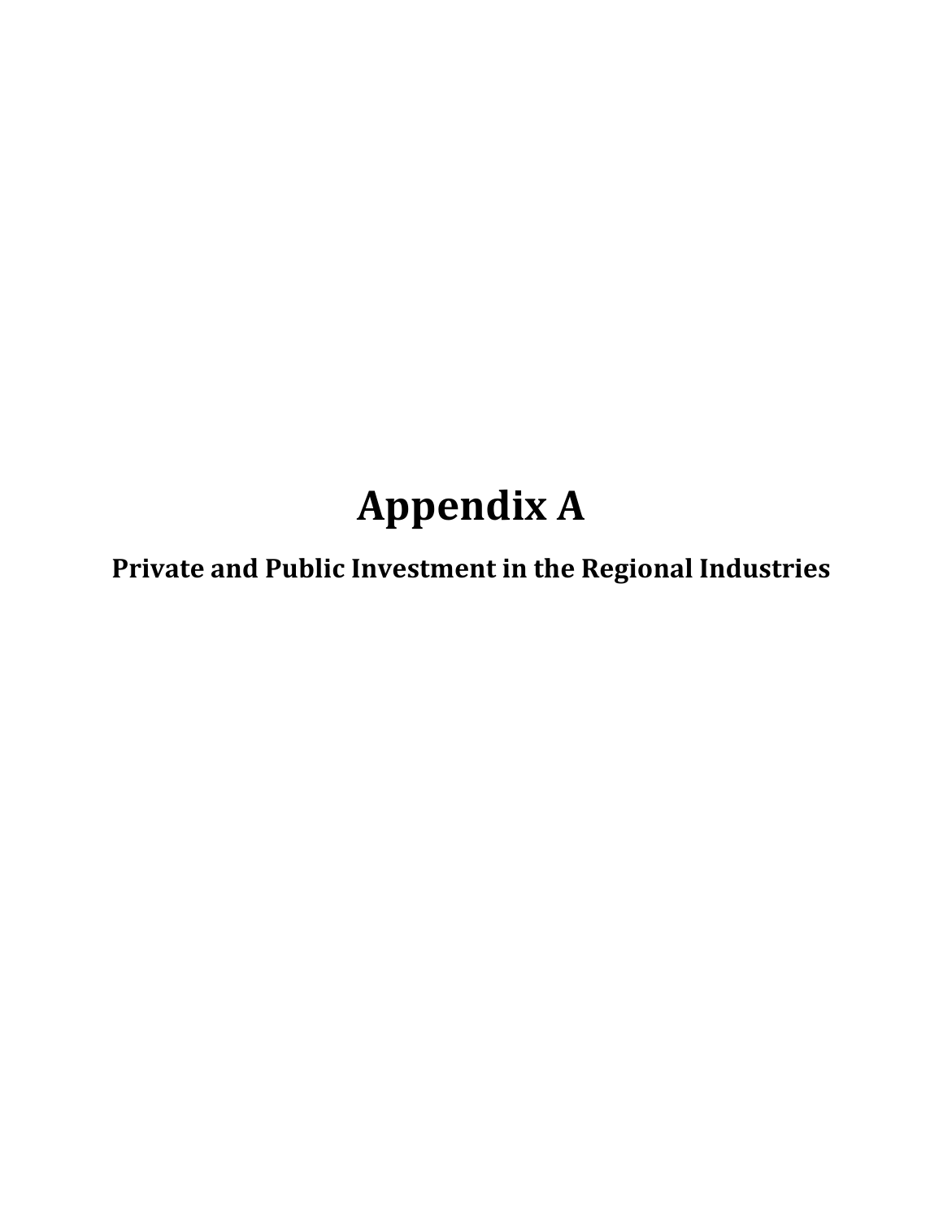# Appendix A

## Private and Public Investment in the Regional Industries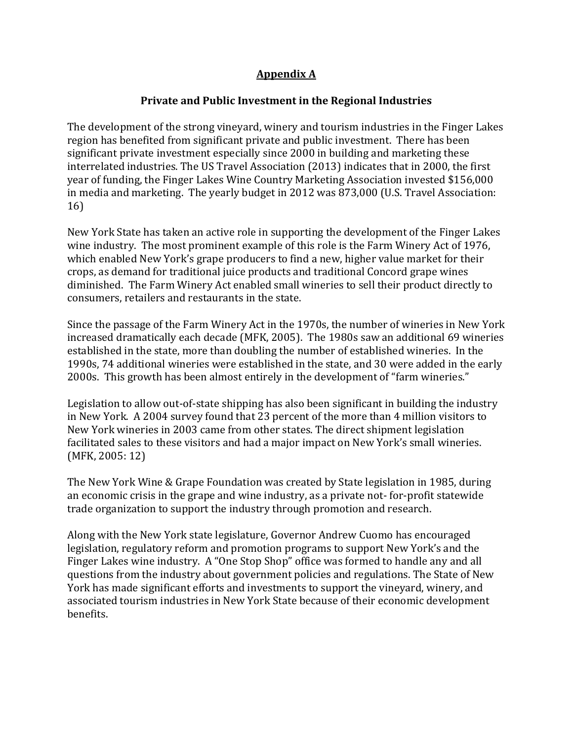## Appendix A

### Private and Public Investment in the Regional Industries

The development of the strong vineyard, winery and tourism industries in the Finger Lakes region has benefited from significant private and public investment. There has been significant private investment especially since 2000 in building and marketing these interrelated industries. The US Travel Association (2013) indicates that in 2000, the first year of funding, the Finger Lakes Wine Country Marketing Association invested $156,000 in media and marketing. The yearly budget in 2012 was 873,000 (U.S. Travel Association: 16)

New York State has taken an active role in supporting the development of the Finger Lakes wine industry. The most prominent example of this role is the Farm Winery Act of 1976, which enabled New York's grape producers to find a new, higher value market for their crops, as demand for traditional juice products and traditional Concord grape wines diminished. The Farm Winery Act enabled small wineries to sell their product directly to consumers, retailers and restaurants in the state.

Since the passage of the Farm Winery Act in the 1970s, the number of wineries in New York increased dramatically each decade (MFK, 2005). The 1980s saw an additional 69 wineries established in the state, more than doubling the number of established wineries. In the 1990s, 74 additional wineries were established in the state, and 30 were added in the early 2000s. This growth has been almost entirely in the development of "farm wineries."

Legislation to allow out-of-state shipping has also been significant in building the industry in New York. A 2004 survey found that 23 percent of the more than 4 million visitors to New York wineries in 2003 came from other states. The direct shipment legislation facilitated sales to these visitors and had a major impact on New York's small wineries. (MFK, 2005: 12)

The New York Wine & Grape Foundation was created by State legislation in 1985, during an economic crisis in the grape and wine industry, as a private not- for-profit statewide trade organization to support the industry through promotion and research.

Along with the New York state legislature, Governor Andrew Cuomo has encouraged legislation, regulatory reform and promotion programs to support New York's and the Finger Lakes wine industry. A "One Stop Shop" office was formed to handle any and all questions from the industry about government policies and regulations. The State of New York has made significant efforts and investments to support the vineyard, winery, and associated tourism industries in New York State because of their economic development benefits.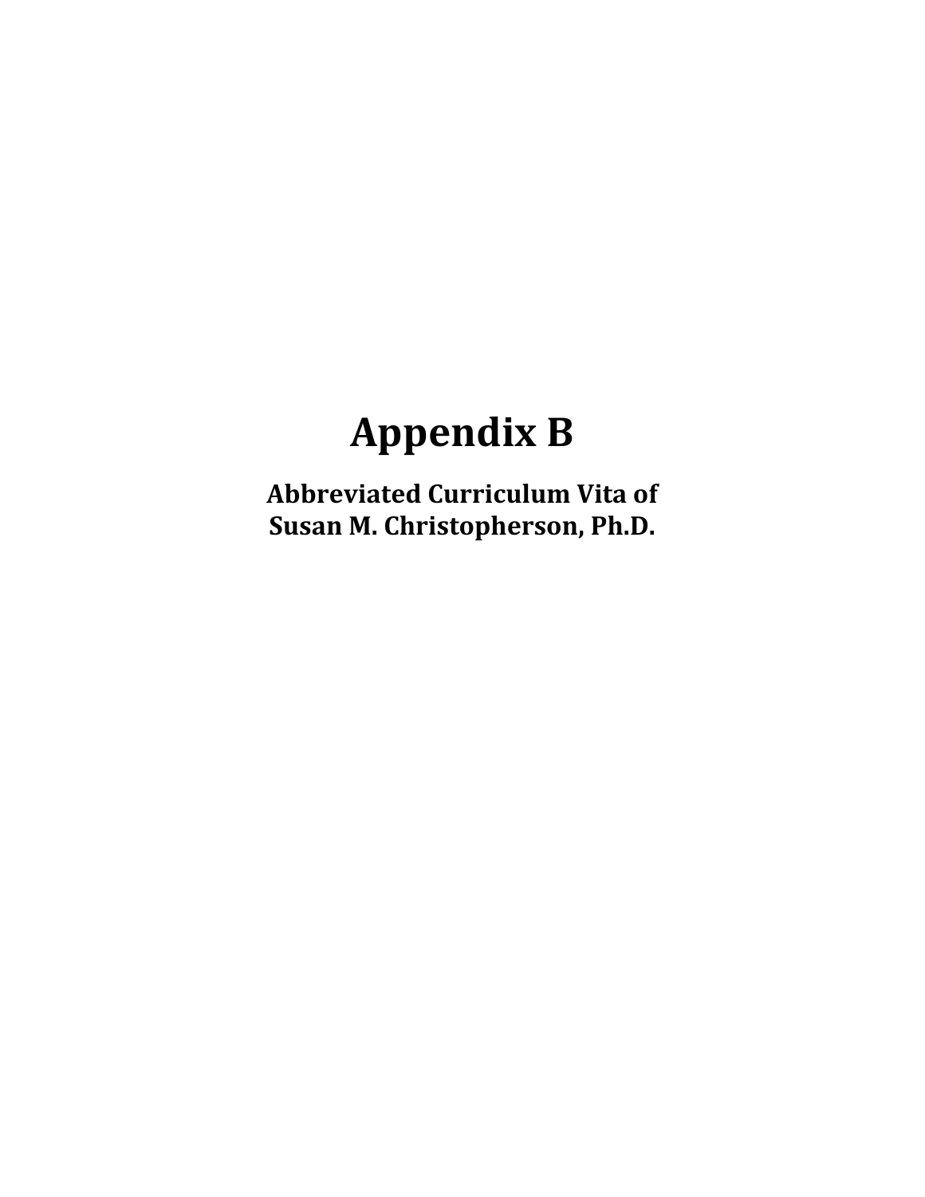# Appendix B

**Abbreviated Curriculum Vita of**
**Susan M. Christopherson, Ph.D.**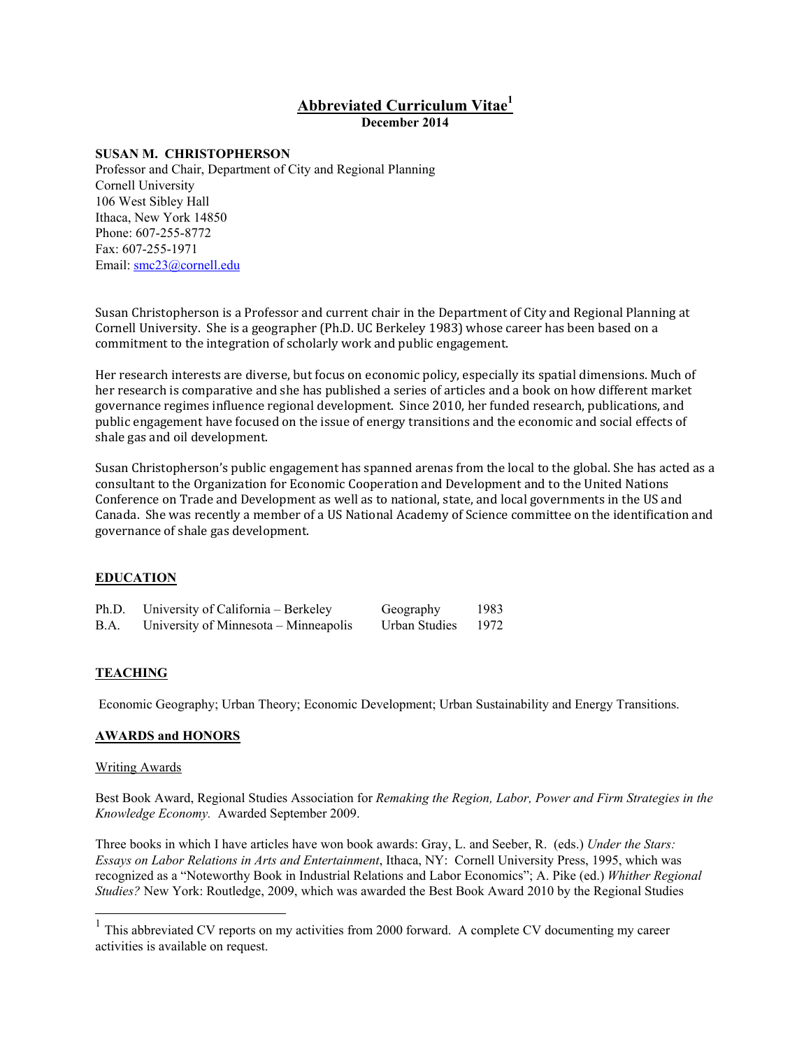# Abbreviated Curriculum Vitae[1]

**December 2014**

**SUSAN M. CHRISTOPHERSON**
Professor and Chair, Department of City and Regional Planning
Cornell University
106 West Sibley Hall
Ithaca, New York 14850
Phone: 607-255-8772
Fax: 607-255-1971
Email: smc23@cornell.edu

Susan Christopherson is a Professor and current chair in the Department of City and Regional Planning at Cornell University. She is a geographer (Ph.D. UC Berkeley 1983) whose career has been based on a commitment to the integration of scholarly work and public engagement.

Her research interests are diverse, but focus on economic policy, especially its spatial dimensions. Much of her research is comparative and she has published a series of articles and a book on how different market governance regimes influence regional development. Since 2010, her funded research, publications, and public engagement have focused on the issue of energy transitions and the economic and social effects of shale gas and oil development.

Susan Christopherson's public engagement has spanned arenas from the local to the global. She has acted as a consultant to the Organization for Economic Cooperation and Development and to the United Nations Conference on Trade and Development as well as to national, state, and local governments in the US and Canada. She was recently a member of a US National Academy of Science committee on the identification and governance of shale gas development.

## EDUCATION

| | | | |
|---|---|---|---|
| Ph.D. | University of California – Berkeley | Geography | 1983 |
| B.A. | University of Minnesota – Minneapolis | Urban Studies | 1972 |

## TEACHING

Economic Geography; Urban Theory; Economic Development; Urban Sustainability and Energy Transitions.

## AWARDS and HONORS

### Writing Awards

Best Book Award, Regional Studies Association for *Remaking the Region, Labor, Power and Firm Strategies in the Knowledge Economy.* Awarded September 2009.

Three books in which I have articles have won book awards: Gray, L. and Seeber, R. (eds.) *Under the Stars: Essays on Labor Relations in Arts and Entertainment*, Ithaca, NY: Cornell University Press, 1995, which was recognized as a "Noteworthy Book in Industrial Relations and Labor Economics"; A. Pike (ed.) *Whither Regional Studies?* New York: Routledge, 2009, which was awarded the Best Book Award 2010 by the Regional Studies

[1] This abbreviated CV reports on my activities from 2000 forward. A complete CV documenting my career activities is available on request.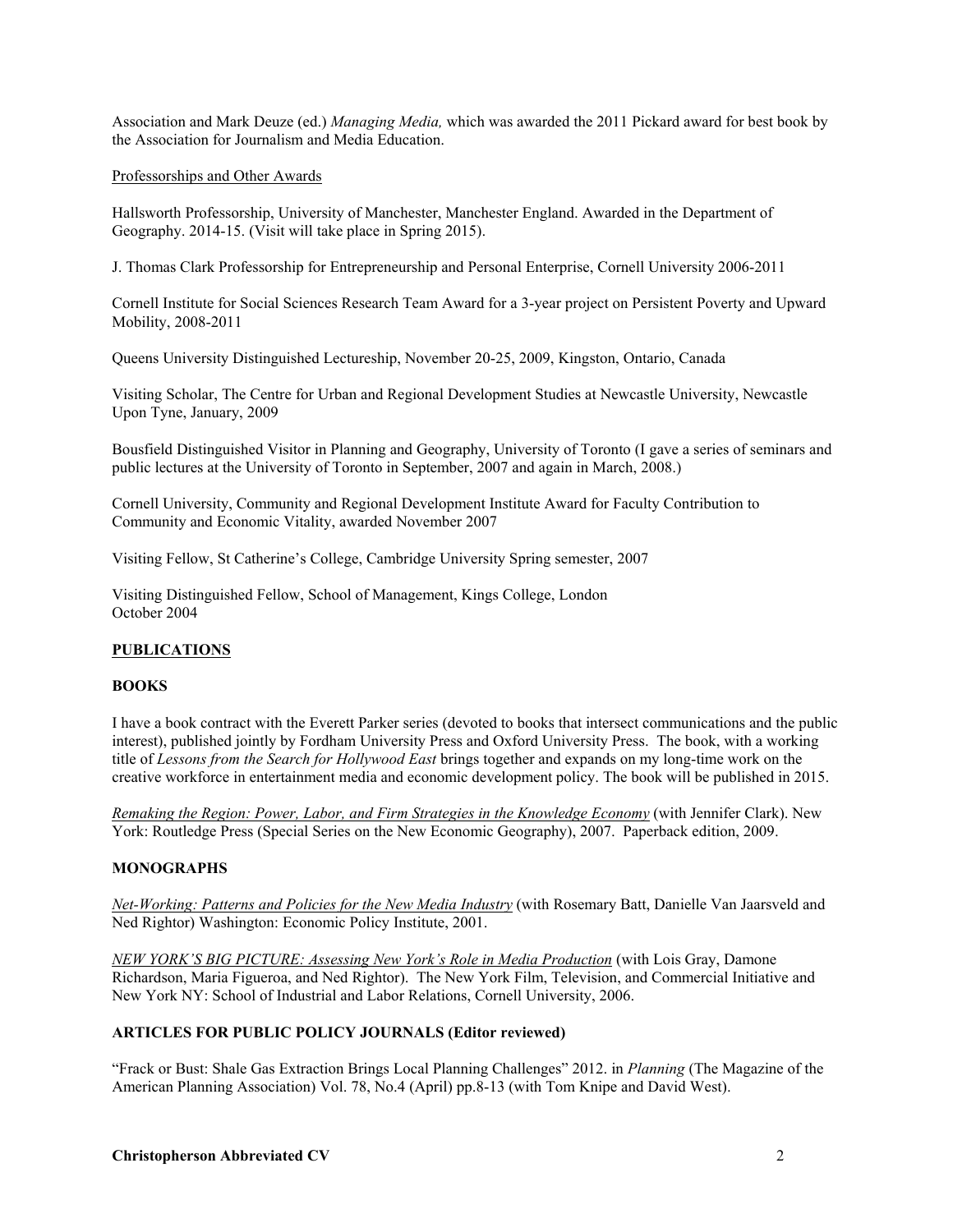Association and Mark Deuze (ed.) *Managing Media,* which was awarded the 2011 Pickard award for best book by the Association for Journalism and Media Education.

<u>Professorships and Other Awards</u>

Hallsworth Professorship, University of Manchester, Manchester England. Awarded in the Department of Geography. 2014-15. (Visit will take place in Spring 2015).

J. Thomas Clark Professorship for Entrepreneurship and Personal Enterprise, Cornell University 2006-2011

Cornell Institute for Social Sciences Research Team Award for a 3-year project on Persistent Poverty and Upward Mobility, 2008-2011

Queens University Distinguished Lectureship, November 20-25, 2009, Kingston, Ontario, Canada

Visiting Scholar, The Centre for Urban and Regional Development Studies at Newcastle University, Newcastle Upon Tyne, January, 2009

Bousfield Distinguished Visitor in Planning and Geography, University of Toronto (I gave a series of seminars and public lectures at the University of Toronto in September, 2007 and again in March, 2008.)

Cornell University, Community and Regional Development Institute Award for Faculty Contribution to Community and Economic Vitality, awarded November 2007

Visiting Fellow, St Catherine's College, Cambridge University Spring semester, 2007

Visiting Distinguished Fellow, School of Management, Kings College, London
October 2004

## PUBLICATIONS

### BOOKS

I have a book contract with the Everett Parker series (devoted to books that intersect communications and the public interest), published jointly by Fordham University Press and Oxford University Press. The book, with a working title of *Lessons from the Search for Hollywood East* brings together and expands on my long-time work on the creative workforce in entertainment media and economic development policy. The book will be published in 2015.

<u>*Remaking the Region: Power, Labor, and Firm Strategies in the Knowledge Economy*</u> (with Jennifer Clark). New York: Routledge Press (Special Series on the New Economic Geography), 2007. Paperback edition, 2009.

### MONOGRAPHS

<u>*Net-Working: Patterns and Policies for the New Media Industry*</u> (with Rosemary Batt, Danielle Van Jaarsveld and Ned Rightor) Washington: Economic Policy Institute, 2001.

<u>*NEW YORK'S BIG PICTURE: Assessing New York's Role in Media Production*</u> (with Lois Gray, Damone Richardson, Maria Figueroa, and Ned Rightor). The New York Film, Television, and Commercial Initiative and New York NY: School of Industrial and Labor Relations, Cornell University, 2006.

### ARTICLES FOR PUBLIC POLICY JOURNALS (Editor reviewed)

"Frack or Bust: Shale Gas Extraction Brings Local Planning Challenges" 2012. in *Planning* (The Magazine of the American Planning Association) Vol. 78, No.4 (April) pp.8-13 (with Tom Knipe and David West).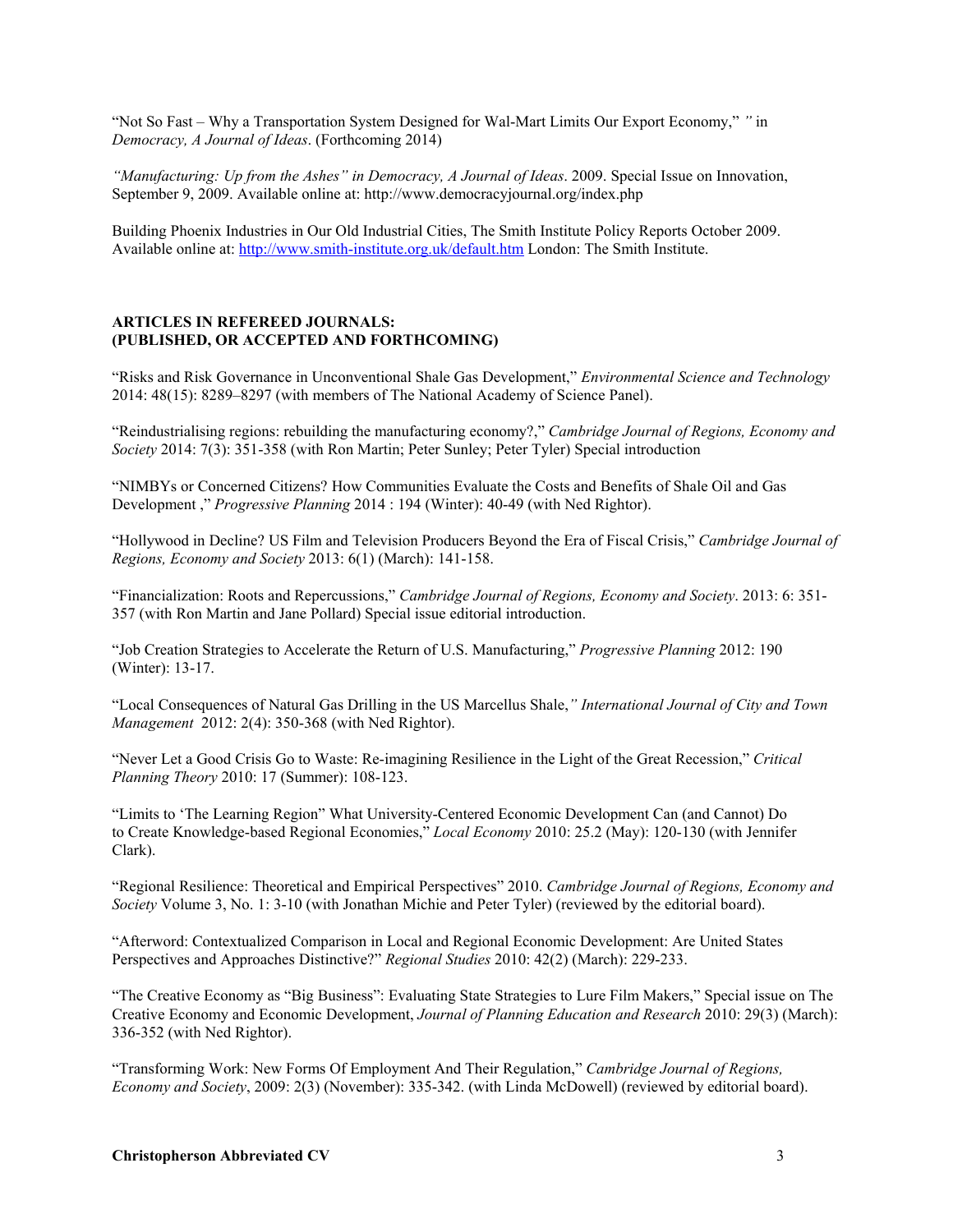"Not So Fast – Why a Transportation System Designed for Wal-Mart Limits Our Export Economy," " in *Democracy, A Journal of Ideas*. (Forthcoming 2014)

*"Manufacturing: Up from the Ashes" in Democracy, A Journal of Ideas*. 2009. Special Issue on Innovation, September 9, 2009. Available online at: http://www.democracyjournal.org/index.php

Building Phoenix Industries in Our Old Industrial Cities, The Smith Institute Policy Reports October 2009. Available online at: http://www.smith-institute.org.uk/default.htm London: The Smith Institute.

**ARTICLES IN REFEREED JOURNALS:**
**(PUBLISHED, OR ACCEPTED AND FORTHCOMING)**

"Risks and Risk Governance in Unconventional Shale Gas Development," *Environmental Science and Technology* 2014: 48(15): 8289–8297 (with members of The National Academy of Science Panel).

"Reindustrialising regions: rebuilding the manufacturing economy?," *Cambridge Journal of Regions, Economy and Society* 2014: 7(3): 351-358 (with Ron Martin; Peter Sunley; Peter Tyler) Special introduction

"NIMBYs or Concerned Citizens? How Communities Evaluate the Costs and Benefits of Shale Oil and Gas Development ," *Progressive Planning* 2014 : 194 (Winter): 40-49 (with Ned Rightor).

"Hollywood in Decline? US Film and Television Producers Beyond the Era of Fiscal Crisis," *Cambridge Journal of Regions, Economy and Society* 2013: 6(1) (March): 141-158.

"Financialization: Roots and Repercussions," *Cambridge Journal of Regions, Economy and Society*. 2013: 6: 351-357 (with Ron Martin and Jane Pollard) Special issue editorial introduction.

"Job Creation Strategies to Accelerate the Return of U.S. Manufacturing," *Progressive Planning* 2012: 190 (Winter): 13-17.

"Local Consequences of Natural Gas Drilling in the US Marcellus Shale," *International Journal of City and Town Management* 2012: 2(4): 350-368 (with Ned Rightor).

"Never Let a Good Crisis Go to Waste: Re-imagining Resilience in the Light of the Great Recession," *Critical Planning Theory* 2010: 17 (Summer): 108-123.

"Limits to 'The Learning Region" What University-Centered Economic Development Can (and Cannot) Do to Create Knowledge-based Regional Economies," *Local Economy* 2010: 25.2 (May): 120-130 (with Jennifer Clark).

"Regional Resilience: Theoretical and Empirical Perspectives" 2010. *Cambridge Journal of Regions, Economy and Society* Volume 3, No. 1: 3-10 (with Jonathan Michie and Peter Tyler) (reviewed by the editorial board).

"Afterword: Contextualized Comparison in Local and Regional Economic Development: Are United States Perspectives and Approaches Distinctive?" *Regional Studies* 2010: 42(2) (March): 229-233.

"The Creative Economy as "Big Business": Evaluating State Strategies to Lure Film Makers," Special issue on The Creative Economy and Economic Development, *Journal of Planning Education and Research* 2010: 29(3) (March): 336-352 (with Ned Rightor).

"Transforming Work: New Forms Of Employment And Their Regulation," *Cambridge Journal of Regions, Economy and Society*, 2009: 2(3) (November): 335-342. (with Linda McDowell) (reviewed by editorial board).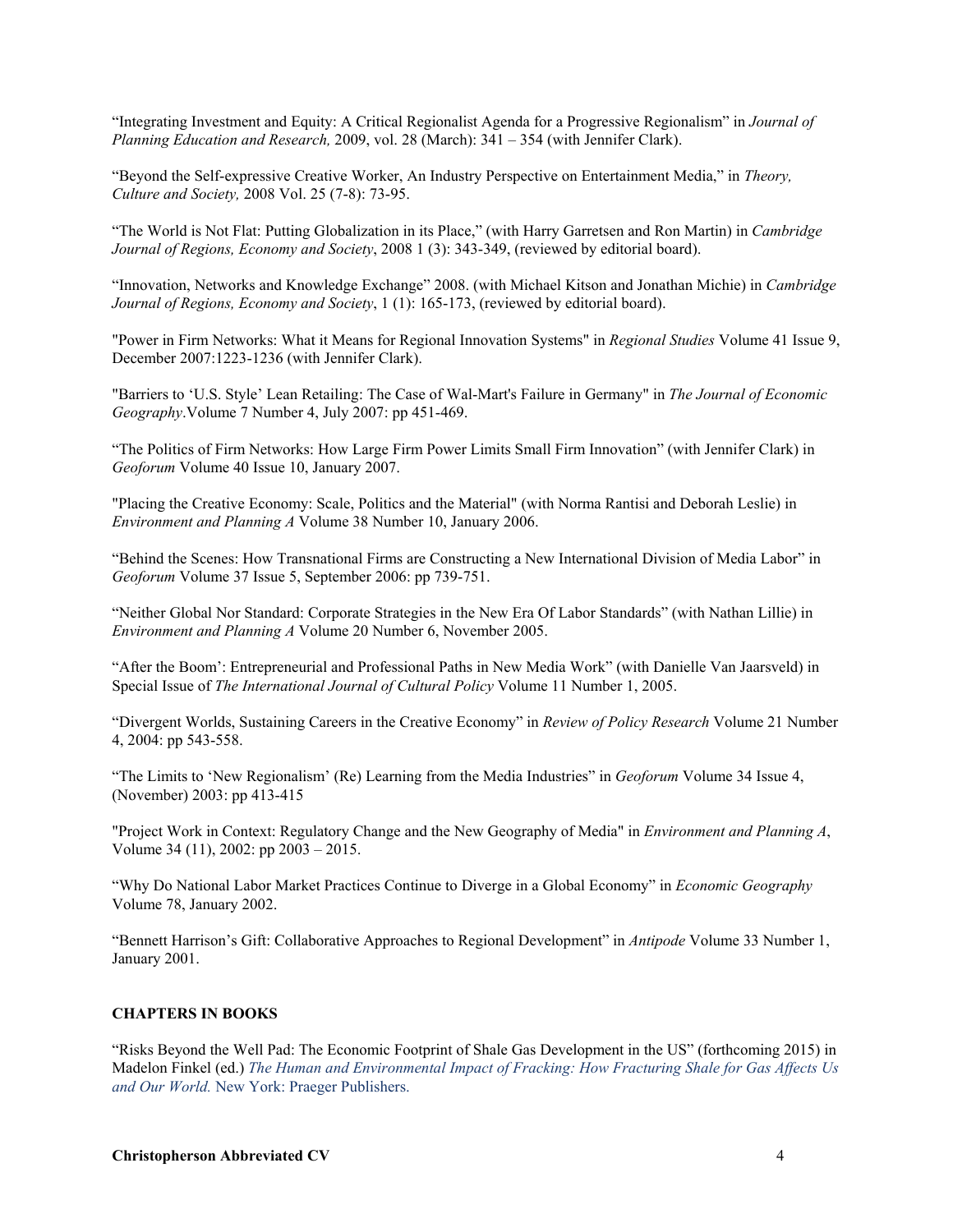“Integrating Investment and Equity: A Critical Regionalist Agenda for a Progressive Regionalism” in *Journal of Planning Education and Research,* 2009, vol. 28 (March): 341 – 354 (with Jennifer Clark).

“Beyond the Self-expressive Creative Worker, An Industry Perspective on Entertainment Media,” in *Theory, Culture and Society,* 2008 Vol. 25 (7-8): 73-95.

“The World is Not Flat: Putting Globalization in its Place,” (with Harry Garretsen and Ron Martin) in *Cambridge Journal of Regions, Economy and Society*, 2008 1 (3): 343-349, (reviewed by editorial board).

“Innovation, Networks and Knowledge Exchange” 2008. (with Michael Kitson and Jonathan Michie) in *Cambridge Journal of Regions, Economy and Society*, 1 (1): 165-173, (reviewed by editorial board).

"Power in Firm Networks: What it Means for Regional Innovation Systems" in *Regional Studies* Volume 41 Issue 9, December 2007:1223-1236 (with Jennifer Clark).

"Barriers to ‘U.S. Style’ Lean Retailing: The Case of Wal-Mart's Failure in Germany" in *The Journal of Economic Geography*.Volume 7 Number 4, July 2007: pp 451-469.

“The Politics of Firm Networks: How Large Firm Power Limits Small Firm Innovation” (with Jennifer Clark) in *Geoforum* Volume 40 Issue 10, January 2007.

"Placing the Creative Economy: Scale, Politics and the Material" (with Norma Rantisi and Deborah Leslie) in *Environment and Planning A* Volume 38 Number 10, January 2006.

“Behind the Scenes: How Transnational Firms are Constructing a New International Division of Media Labor” in *Geoforum* Volume 37 Issue 5, September 2006: pp 739-751.

“Neither Global Nor Standard: Corporate Strategies in the New Era Of Labor Standards” (with Nathan Lillie) in *Environment and Planning A* Volume 20 Number 6, November 2005.

“After the Boom’: Entrepreneurial and Professional Paths in New Media Work” (with Danielle Van Jaarsveld) in Special Issue of *The International Journal of Cultural Policy* Volume 11 Number 1, 2005.

“Divergent Worlds, Sustaining Careers in the Creative Economy” in *Review of Policy Research* Volume 21 Number 4, 2004: pp 543-558.

“The Limits to ‘New Regionalism’ (Re) Learning from the Media Industries” in *Geoforum* Volume 34 Issue 4, (November) 2003: pp 413-415

"Project Work in Context: Regulatory Change and the New Geography of Media" in *Environment and Planning A*, Volume 34 (11), 2002: pp 2003 – 2015.

“Why Do National Labor Market Practices Continue to Diverge in a Global Economy” in *Economic Geography* Volume 78, January 2002.

“Bennett Harrison’s Gift: Collaborative Approaches to Regional Development” in *Antipode* Volume 33 Number 1, January 2001.

**CHAPTERS IN BOOKS**

“Risks Beyond the Well Pad: The Economic Footprint of Shale Gas Development in the US” (forthcoming 2015) in Madelon Finkel (ed.) *The Human and Environmental Impact of Fracking: How Fracturing Shale for Gas Affects Us and Our World.* New York: Praeger Publishers.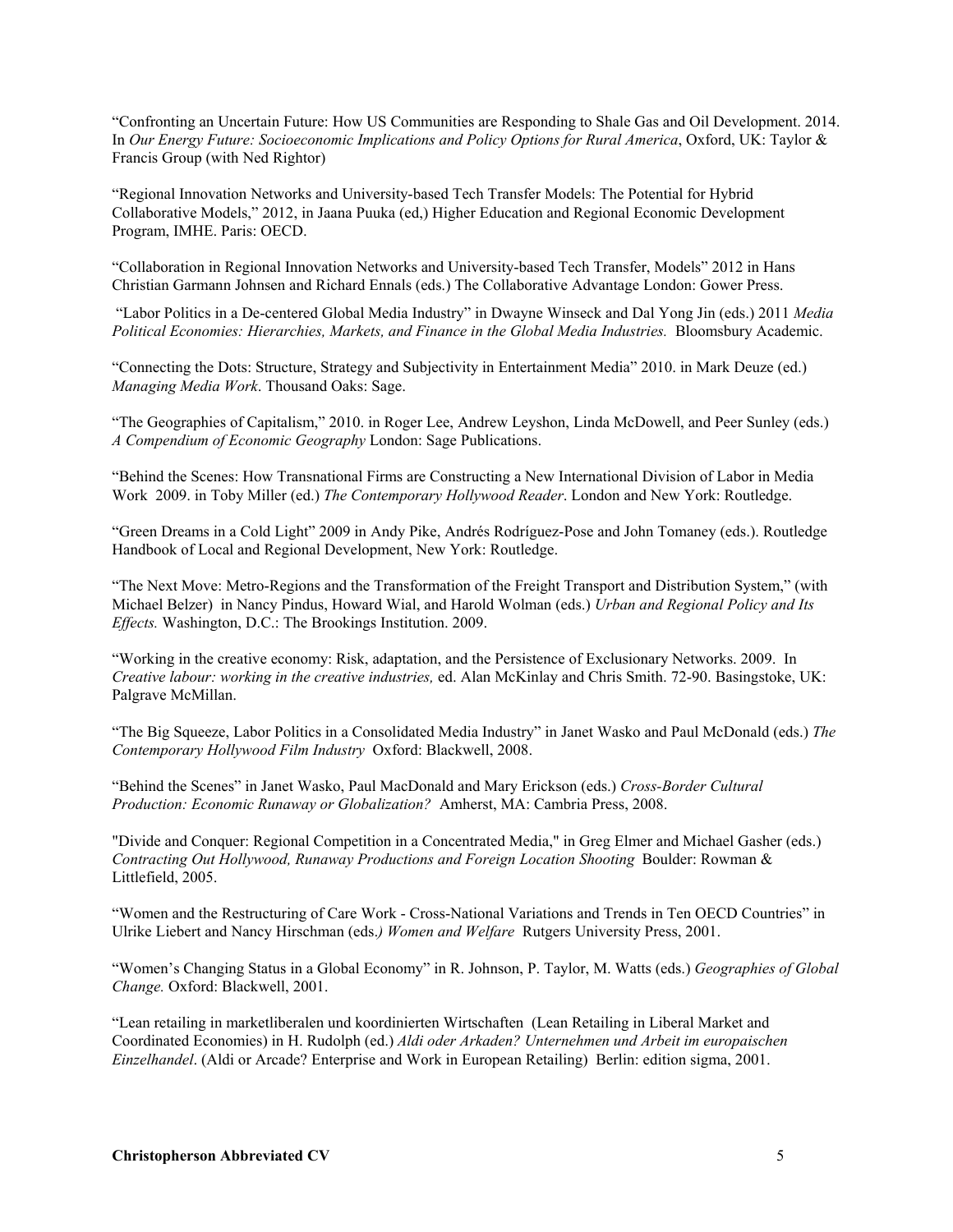"Confronting an Uncertain Future: How US Communities are Responding to Shale Gas and Oil Development. 2014. In *Our Energy Future: Socioeconomic Implications and Policy Options for Rural America*, Oxford, UK: Taylor & Francis Group (with Ned Rightor)

"Regional Innovation Networks and University-based Tech Transfer Models: The Potential for Hybrid Collaborative Models," 2012, in Jaana Puuka (ed,) Higher Education and Regional Economic Development Program, IMHE. Paris: OECD.

"Collaboration in Regional Innovation Networks and University-based Tech Transfer, Models" 2012 in Hans Christian Garmann Johnsen and Richard Ennals (eds.) The Collaborative Advantage London: Gower Press.

"Labor Politics in a De-centered Global Media Industry" in Dwayne Winseck and Dal Yong Jin (eds.) 2011 *Media Political Economies: Hierarchies, Markets, and Finance in the Global Media Industries.* Bloomsbury Academic.

"Connecting the Dots: Structure, Strategy and Subjectivity in Entertainment Media" 2010. in Mark Deuze (ed.) *Managing Media Work*. Thousand Oaks: Sage.

"The Geographies of Capitalism," 2010. in Roger Lee, Andrew Leyshon, Linda McDowell, and Peer Sunley (eds.) *A Compendium of Economic Geography* London: Sage Publications.

"Behind the Scenes: How Transnational Firms are Constructing a New International Division of Labor in Media Work 2009. in Toby Miller (ed.) *The Contemporary Hollywood Reader*. London and New York: Routledge.

"Green Dreams in a Cold Light" 2009 in Andy Pike, Andrés Rodríguez-Pose and John Tomaney (eds.). Routledge Handbook of Local and Regional Development, New York: Routledge.

"The Next Move: Metro-Regions and the Transformation of the Freight Transport and Distribution System," (with Michael Belzer) in Nancy Pindus, Howard Wial, and Harold Wolman (eds.) *Urban and Regional Policy and Its Effects.* Washington, D.C.: The Brookings Institution. 2009.

"Working in the creative economy: Risk, adaptation, and the Persistence of Exclusionary Networks. 2009. In *Creative labour: working in the creative industries,* ed. Alan McKinlay and Chris Smith. 72-90. Basingstoke, UK: Palgrave McMillan.

"The Big Squeeze, Labor Politics in a Consolidated Media Industry" in Janet Wasko and Paul McDonald (eds.) *The Contemporary Hollywood Film Industry* Oxford: Blackwell, 2008.

"Behind the Scenes" in Janet Wasko, Paul MacDonald and Mary Erickson (eds.) *Cross-Border Cultural Production: Economic Runaway or Globalization?* Amherst, MA: Cambria Press, 2008.

"Divide and Conquer: Regional Competition in a Concentrated Media," in Greg Elmer and Michael Gasher (eds.) *Contracting Out Hollywood, Runaway Productions and Foreign Location Shooting* Boulder: Rowman & Littlefield, 2005.

"Women and the Restructuring of Care Work - Cross-National Variations and Trends in Ten OECD Countries" in Ulrike Liebert and Nancy Hirschman (eds.) *Women and Welfare* Rutgers University Press, 2001.

"Women's Changing Status in a Global Economy" in R. Johnson, P. Taylor, M. Watts (eds.) *Geographies of Global Change.* Oxford: Blackwell, 2001.

"Lean retailing in marketliberalen und koordinierten Wirtschaften (Lean Retailing in Liberal Market and Coordinated Economies) in H. Rudolph (ed.) *Aldi oder Arkaden? Unternehmen und Arbeit im europaischen Einzelhandel*. (Aldi or Arcade? Enterprise and Work in European Retailing) Berlin: edition sigma, 2001.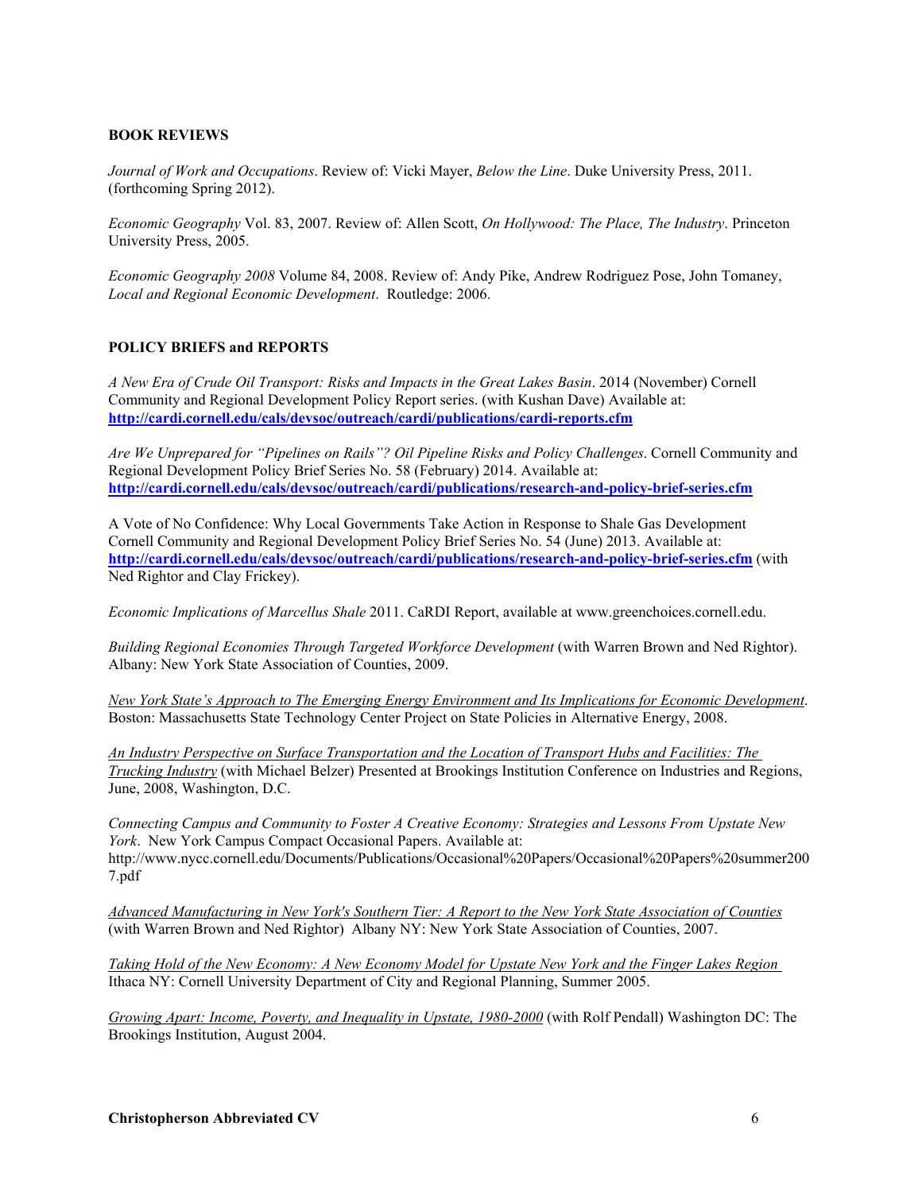**BOOK REVIEWS**

*Journal of Work and Occupations*. Review of: Vicki Mayer, *Below the Line*. Duke University Press, 2011. (forthcoming Spring 2012).

*Economic Geography* Vol. 83, 2007. Review of: Allen Scott, *On Hollywood: The Place, The Industry*. Princeton University Press, 2005.

*Economic Geography 2008* Volume 84, 2008. Review of: Andy Pike, Andrew Rodriguez Pose, John Tomaney, *Local and Regional Economic Development*. Routledge: 2006.

**POLICY BRIEFS and REPORTS**

*A New Era of Crude Oil Transport: Risks and Impacts in the Great Lakes Basin*. 2014 (November) Cornell Community and Regional Development Policy Report series. (with Kushan Dave) Available at: **http://cardi.cornell.edu/cals/devsoc/outreach/cardi/publications/cardi-reports.cfm**

*Are We Unprepared for "Pipelines on Rails"? Oil Pipeline Risks and Policy Challenges*. Cornell Community and Regional Development Policy Brief Series No. 58 (February) 2014. Available at: **http://cardi.cornell.edu/cals/devsoc/outreach/cardi/publications/research-and-policy-brief-series.cfm**

A Vote of No Confidence: Why Local Governments Take Action in Response to Shale Gas Development Cornell Community and Regional Development Policy Brief Series No. 54 (June) 2013. Available at: **http://cardi.cornell.edu/cals/devsoc/outreach/cardi/publications/research-and-policy-brief-series.cfm** (with Ned Rightor and Clay Frickey).

*Economic Implications of Marcellus Shale* 2011. CaRDI Report, available at www.greenchoices.cornell.edu.

*Building Regional Economies Through Targeted Workforce Development* (with Warren Brown and Ned Rightor). Albany: New York State Association of Counties, 2009.

*New York State's Approach to The Emerging Energy Environment and Its Implications for Economic Development*. Boston: Massachusetts State Technology Center Project on State Policies in Alternative Energy, 2008.

*An Industry Perspective on Surface Transportation and the Location of Transport Hubs and Facilities: The Trucking Industry* (with Michael Belzer) Presented at Brookings Institution Conference on Industries and Regions, June, 2008, Washington, D.C.

*Connecting Campus and Community to Foster A Creative Economy: Strategies and Lessons From Upstate New York*. New York Campus Compact Occasional Papers. Available at: http://www.nycc.cornell.edu/Documents/Publications/Occasional%20Papers/Occasional%20Papers%20summer2007.pdf

*Advanced Manufacturing in New York's Southern Tier: A Report to the New York State Association of Counties* (with Warren Brown and Ned Rightor) Albany NY: New York State Association of Counties, 2007.

*Taking Hold of the New Economy: A New Economy Model for Upstate New York and the Finger Lakes Region* Ithaca NY: Cornell University Department of City and Regional Planning, Summer 2005.

*Growing Apart: Income, Poverty, and Inequality in Upstate, 1980-2000* (with Rolf Pendall) Washington DC: The Brookings Institution, August 2004.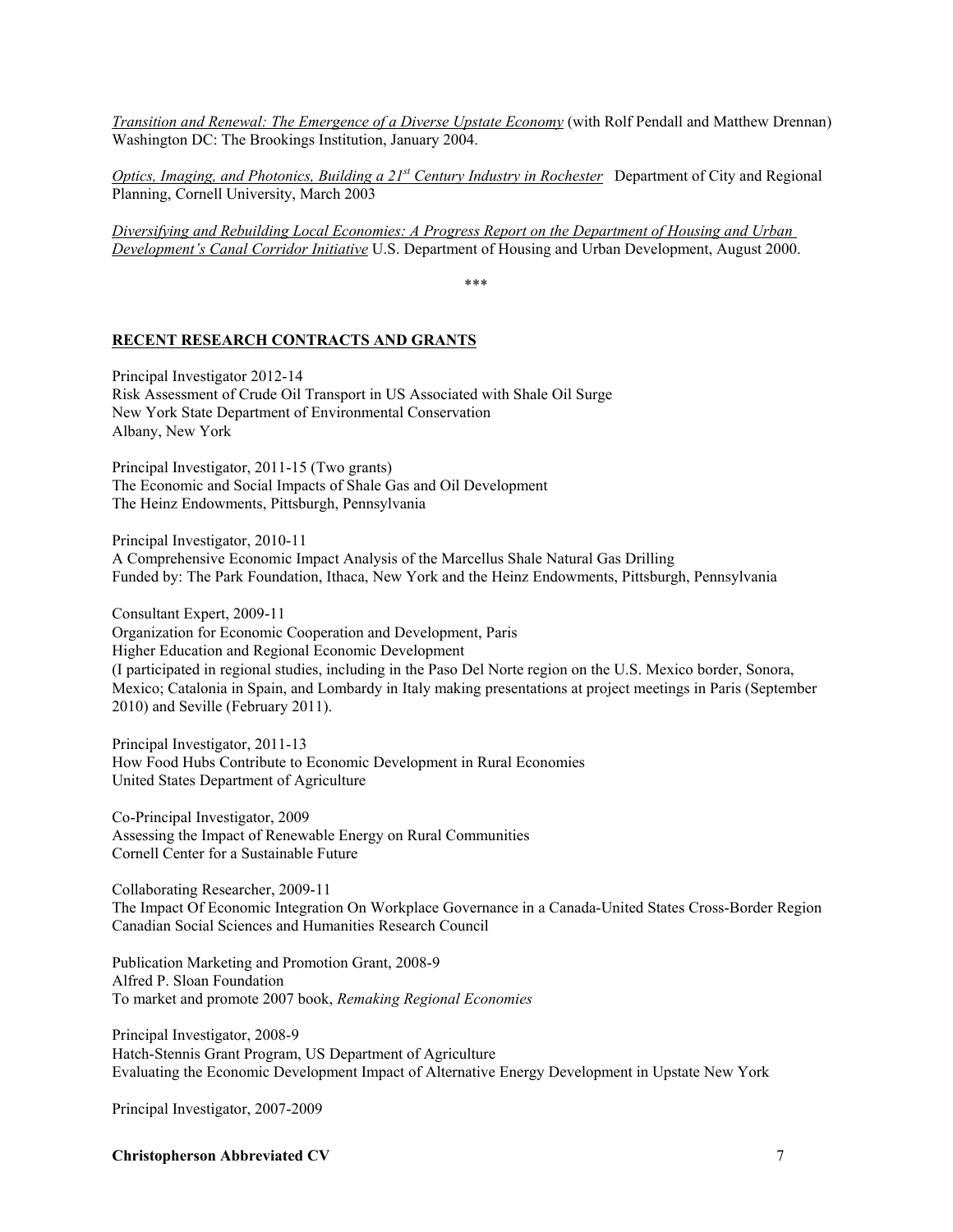*Transition and Renewal: The Emergence of a Diverse Upstate Economy* (with Rolf Pendall and Matthew Drennan) Washington DC: The Brookings Institution, January 2004.

*Optics, Imaging, and Photonics, Building a 21st Century Industry in Rochester* Department of City and Regional Planning, Cornell University, March 2003

*Diversifying and Rebuilding Local Economies: A Progress Report on the Department of Housing and Urban Development's Canal Corridor Initiative* U.S. Department of Housing and Urban Development, August 2000.

\*\*\*

## RECENT RESEARCH CONTRACTS AND GRANTS

Principal Investigator 2012-14
Risk Assessment of Crude Oil Transport in US Associated with Shale Oil Surge
New York State Department of Environmental Conservation
Albany, New York

Principal Investigator, 2011-15 (Two grants)
The Economic and Social Impacts of Shale Gas and Oil Development
The Heinz Endowments, Pittsburgh, Pennsylvania

Principal Investigator, 2010-11
A Comprehensive Economic Impact Analysis of the Marcellus Shale Natural Gas Drilling
Funded by: The Park Foundation, Ithaca, New York and the Heinz Endowments, Pittsburgh, Pennsylvania

Consultant Expert, 2009-11
Organization for Economic Cooperation and Development, Paris
Higher Education and Regional Economic Development
(I participated in regional studies, including in the Paso Del Norte region on the U.S. Mexico border, Sonora, Mexico; Catalonia in Spain, and Lombardy in Italy making presentations at project meetings in Paris (September 2010) and Seville (February 2011).

Principal Investigator, 2011-13
How Food Hubs Contribute to Economic Development in Rural Economies
United States Department of Agriculture

Co-Principal Investigator, 2009
Assessing the Impact of Renewable Energy on Rural Communities
Cornell Center for a Sustainable Future

Collaborating Researcher, 2009-11
The Impact Of Economic Integration On Workplace Governance in a Canada-United States Cross-Border Region
Canadian Social Sciences and Humanities Research Council

Publication Marketing and Promotion Grant, 2008-9
Alfred P. Sloan Foundation
To market and promote 2007 book, *Remaking Regional Economies*

Principal Investigator, 2008-9
Hatch-Stennis Grant Program, US Department of Agriculture
Evaluating the Economic Development Impact of Alternative Energy Development in Upstate New York

Principal Investigator, 2007-2009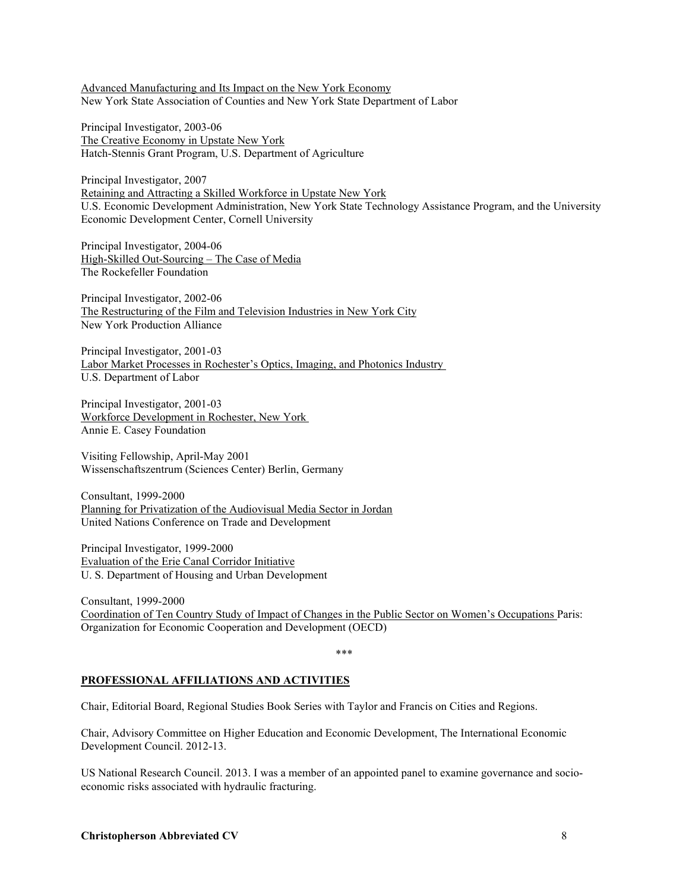Advanced Manufacturing and Its Impact on the New York Economy
New York State Association of Counties and New York State Department of Labor

Principal Investigator, 2003-06
The Creative Economy in Upstate New York
Hatch-Stennis Grant Program, U.S. Department of Agriculture

Principal Investigator, 2007
Retaining and Attracting a Skilled Workforce in Upstate New York
U.S. Economic Development Administration, New York State Technology Assistance Program, and the University Economic Development Center, Cornell University

Principal Investigator, 2004-06
High-Skilled Out-Sourcing – The Case of Media
The Rockefeller Foundation

Principal Investigator, 2002-06
The Restructuring of the Film and Television Industries in New York City
New York Production Alliance

Principal Investigator, 2001-03
Labor Market Processes in Rochester's Optics, Imaging, and Photonics Industry
U.S. Department of Labor

Principal Investigator, 2001-03
Workforce Development in Rochester, New York
Annie E. Casey Foundation

Visiting Fellowship, April-May 2001
Wissenschaftszentrum (Sciences Center) Berlin, Germany

Consultant, 1999-2000
Planning for Privatization of the Audiovisual Media Sector in Jordan
United Nations Conference on Trade and Development

Principal Investigator, 1999-2000
Evaluation of the Erie Canal Corridor Initiative
U. S. Department of Housing and Urban Development

Consultant, 1999-2000
Coordination of Ten Country Study of Impact of Changes in the Public Sector on Women's Occupations Paris: Organization for Economic Cooperation and Development (OECD)

***

## PROFESSIONAL AFFILIATIONS AND ACTIVITIES

Chair, Editorial Board, Regional Studies Book Series with Taylor and Francis on Cities and Regions.

Chair, Advisory Committee on Higher Education and Economic Development, The International Economic Development Council. 2012-13.

US National Research Council. 2013. I was a member of an appointed panel to examine governance and socio-economic risks associated with hydraulic fracturing.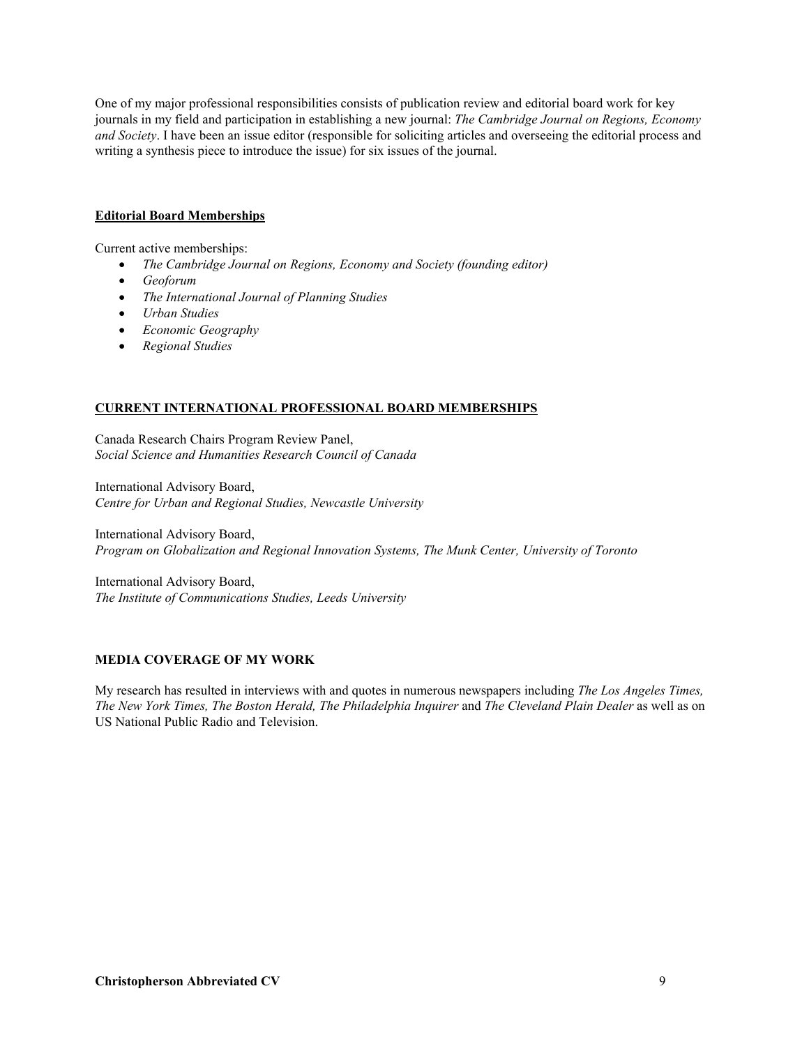One of my major professional responsibilities consists of publication review and editorial board work for key journals in my field and participation in establishing a new journal: *The Cambridge Journal on Regions, Economy and Society*. I have been an issue editor (responsible for soliciting articles and overseeing the editorial process and writing a synthesis piece to introduce the issue) for six issues of the journal.

## Editorial Board Memberships

Current active memberships:

- *The Cambridge Journal on Regions, Economy and Society (founding editor)*
- *Geoforum*
- *The International Journal of Planning Studies*
- *Urban Studies*
- *Economic Geography*
- *Regional Studies*

## CURRENT INTERNATIONAL PROFESSIONAL BOARD MEMBERSHIPS

Canada Research Chairs Program Review Panel,
*Social Science and Humanities Research Council of Canada*

International Advisory Board,
*Centre for Urban and Regional Studies, Newcastle University*

International Advisory Board,
*Program on Globalization and Regional Innovation Systems, The Munk Center, University of Toronto*

International Advisory Board,
*The Institute of Communications Studies, Leeds University*

## MEDIA COVERAGE OF MY WORK

My research has resulted in interviews with and quotes in numerous newspapers including *The Los Angeles Times, The New York Times, The Boston Herald, The Philadelphia Inquirer* and *The Cleveland Plain Dealer* as well as on US National Public Radio and Television.